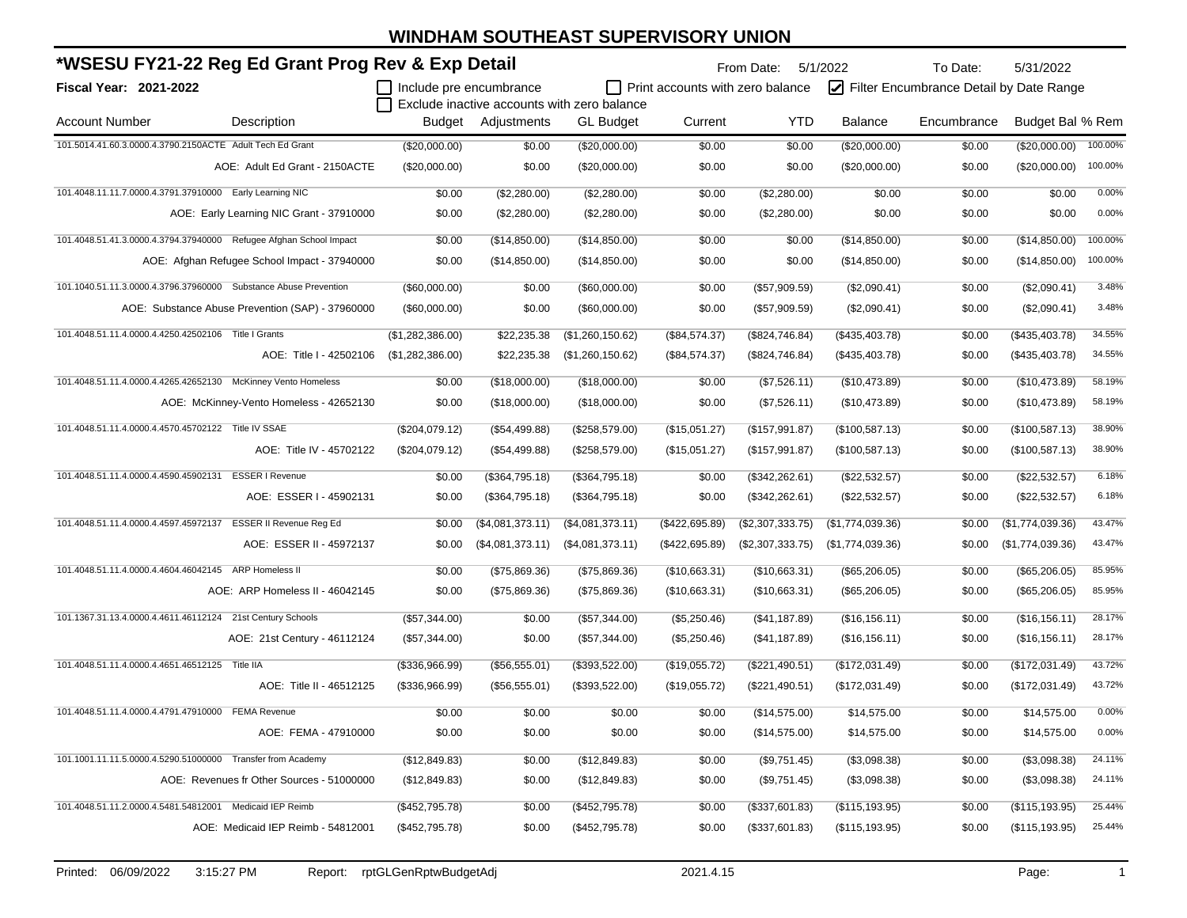# WINDHAM SOUTHEAST SUPERVISORY UNION

## *WSESU FY21-22 Reg Ed Grant Prog Rev & Exp Detail

From Date: 5/1/2022 To Date: 5/31/2022

**Fiscal Year: 2021-2022**

☐ Include pre encumbrance ☐ Print accounts with zero balance ☑ Filter Encumbrance Detail by Date Range

☐ Exclude inactive accounts with zero balance

| Account Number | Description | Budget | Adjustments | GL Budget | Current | YTD | Balance | Encumbrance | Budget Bal | % Rem |
|---|---|---|---|---|---|---|---|---|---|---|
| 101.5014.41.60.3.0000.4.3790.2150ACTE | Adult Tech Ed Grant | ($20,000.00) | $0.00 | ($20,000.00) | $0.00 | $0.00 | ($20,000.00) | $0.00 | ($20,000.00) | 100.00% |
| | AOE: Adult Ed Grant - 2150ACTE | ($20,000.00) | $0.00 | ($20,000.00) | $0.00 | $0.00 | ($20,000.00) | $0.00 | ($20,000.00) | 100.00% |
| 101.4048.11.11.7.0000.4.3791.37910000 | Early Learning NIC | $0.00 | ($2,280.00) | ($2,280.00) | $0.00 | ($2,280.00) | $0.00 | $0.00 | $0.00 | 0.00% |
| | AOE: Early Learning NIC Grant - 37910000 | $0.00 | ($2,280.00) | ($2,280.00) | $0.00 | ($2,280.00) | $0.00 | $0.00 | $0.00 | 0.00% |
| 101.4048.51.41.3.0000.4.3794.37940000 | Refugee Afghan School Impact | $0.00 | ($14,850.00) | ($14,850.00) | $0.00 | $0.00 | ($14,850.00) | $0.00 | ($14,850.00) | 100.00% |
| | AOE: Afghan Refugee School Impact - 37940000 | $0.00 | ($14,850.00) | ($14,850.00) | $0.00 | $0.00 | ($14,850.00) | $0.00 | ($14,850.00) | 100.00% |
| 101.1040.51.11.3.0000.4.3796.37960000 | Substance Abuse Prevention | ($60,000.00) | $0.00 | ($60,000.00) | $0.00 | ($57,909.59) | ($2,090.41) | $0.00 | ($2,090.41) | 3.48% |
| | AOE: Substance Abuse Prevention (SAP) - 37960000 | ($60,000.00) | $0.00 | ($60,000.00) | $0.00 | ($57,909.59) | ($2,090.41) | $0.00 | ($2,090.41) | 3.48% |
| 101.4048.51.11.4.0000.4.4250.42502106 | Title I Grants | ($1,282,386.00) | $22,235.38 | ($1,260,150.62) | ($84,574.37) | ($824,746.84) | ($435,403.78) | $0.00 | ($435,403.78) | 34.55% |
| | AOE: Title I - 42502106 | ($1,282,386.00) | $22,235.38 | ($1,260,150.62) | ($84,574.37) | ($824,746.84) | ($435,403.78) | $0.00 | ($435,403.78) | 34.55% |
| 101.4048.51.11.4.0000.4.4265.42652130 | McKinney Vento Homeless | $0.00 | ($18,000.00) | ($18,000.00) | $0.00 | ($7,526.11) | ($10,473.89) | $0.00 | ($10,473.89) | 58.19% |
| | AOE: McKinney-Vento Homeless - 42652130 | $0.00 | ($18,000.00) | ($18,000.00) | $0.00 | ($7,526.11) | ($10,473.89) | $0.00 | ($10,473.89) | 58.19% |
| 101.4048.51.11.4.0000.4.4570.45702122 | Title IV SSAE | ($204,079.12) | ($54,499.88) | ($258,579.00) | ($15,051.27) | ($157,991.87) | ($100,587.13) | $0.00 | ($100,587.13) | 38.90% |
| | AOE: Title IV - 45702122 | ($204,079.12) | ($54,499.88) | ($258,579.00) | ($15,051.27) | ($157,991.87) | ($100,587.13) | $0.00 | ($100,587.13) | 38.90% |
| 101.4048.51.11.4.0000.4.4590.45902131 | ESSER I Revenue | $0.00 | ($364,795.18) | ($364,795.18) | $0.00 | ($342,262.61) | ($22,532.57) | $0.00 | ($22,532.57) | 6.18% |
| | AOE: ESSER I - 45902131 | $0.00 | ($364,795.18) | ($364,795.18) | $0.00 | ($342,262.61) | ($22,532.57) | $0.00 | ($22,532.57) | 6.18% |
| 101.4048.51.11.4.0000.4.4597.45972137 | ESSER II Revenue Reg Ed | $0.00 | ($4,081,373.11) | ($4,081,373.11) | ($422,695.89) | ($2,307,333.75) | ($1,774,039.36) | $0.00 | ($1,774,039.36) | 43.47% |
| | AOE: ESSER II - 45972137 | $0.00 | ($4,081,373.11) | ($4,081,373.11) | ($422,695.89) | ($2,307,333.75) | ($1,774,039.36) | $0.00 | ($1,774,039.36) | 43.47% |
| 101.4048.51.11.4.0000.4.4604.46042145 | ARP Homeless II | $0.00 | ($75,869.36) | ($75,869.36) | ($10,663.31) | ($10,663.31) | ($65,206.05) | $0.00 | ($65,206.05) | 85.95% |
| | AOE: ARP Homeless II - 46042145 | $0.00 | ($75,869.36) | ($75,869.36) | ($10,663.31) | ($10,663.31) | ($65,206.05) | $0.00 | ($65,206.05) | 85.95% |
| 101.1367.31.13.4.0000.4.4611.46112124 | 21st Century Schools | ($57,344.00) | $0.00 | ($57,344.00) | ($5,250.46) | ($41,187.89) | ($16,156.11) | $0.00 | ($16,156.11) | 28.17% |
| | AOE: 21st Century - 46112124 | ($57,344.00) | $0.00 | ($57,344.00) | ($5,250.46) | ($41,187.89) | ($16,156.11) | $0.00 | ($16,156.11) | 28.17% |
| 101.4048.51.11.4.0000.4.4651.46512125 | Title IIA | ($336,966.99) | ($56,555.01) | ($393,522.00) | ($19,055.72) | ($221,490.51) | ($172,031.49) | $0.00 | ($172,031.49) | 43.72% |
| | AOE: Title II - 46512125 | ($336,966.99) | ($56,555.01) | ($393,522.00) | ($19,055.72) | ($221,490.51) | ($172,031.49) | $0.00 | ($172,031.49) | 43.72% |
| 101.4048.51.11.4.0000.4.4791.47910000 | FEMA Revenue | $0.00 | $0.00 | $0.00 | $0.00 | ($14,575.00) | $14,575.00 | $0.00 | $14,575.00 | 0.00% |
| | AOE: FEMA - 47910000 | $0.00 | $0.00 | $0.00 | $0.00 | ($14,575.00) | $14,575.00 | $0.00 | $14,575.00 | 0.00% |
| 101.1001.11.11.5.0000.4.5290.51000000 | Transfer from Academy | ($12,849.83) | $0.00 | ($12,849.83) | $0.00 | ($9,751.45) | ($3,098.38) | $0.00 | ($3,098.38) | 24.11% |
| | AOE: Revenues fr Other Sources - 51000000 | ($12,849.83) | $0.00 | ($12,849.83) | $0.00 | ($9,751.45) | ($3,098.38) | $0.00 | ($3,098.38) | 24.11% |
| 101.4048.51.11.2.0000.4.5481.54812001 | Medicaid IEP Reimb | ($452,795.78) | $0.00 | ($452,795.78) | $0.00 | ($337,601.83) | ($115,193.95) | $0.00 | ($115,193.95) | 25.44% |
| | AOE: Medicaid IEP Reimb - 54812001 | ($452,795.78) | $0.00 | ($452,795.78) | $0.00 | ($337,601.83) | ($115,193.95) | $0.00 | ($115,193.95) | 25.44% |

Printed: 06/09/2022 3:15:27 PM Report: rptGLGenRptwBudgetAdj 2021.4.15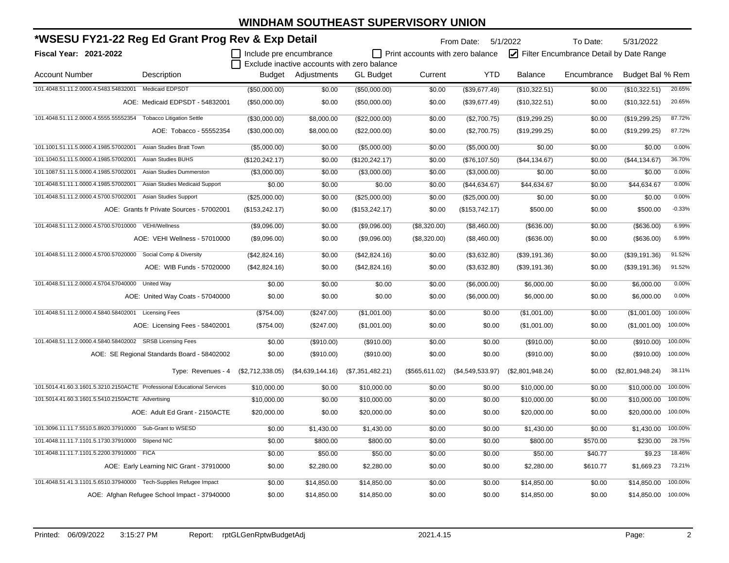# WINDHAM SOUTHEAST SUPERVISORY UNION

## *WSESU FY21-22 Reg Ed Grant Prog Rev & Exp Detail

From Date: 5/1/2022 To Date: 5/31/2022

**Fiscal Year: 2021-2022**

☐ Include pre encumbrance ☐ Print accounts with zero balance ☑ Filter Encumbrance Detail by Date Range
☐ Exclude inactive accounts with zero balance

| Account Number | Description | Budget | Adjustments | GL Budget | Current | YTD | Balance | Encumbrance | Budget Bal | % Rem |
|---|---|---|---|---|---|---|---|---|---|---|
| 101.4048.51.11.2.0000.4.5483.54832001 | Medicaid EDPSDT | ($50,000.00) | $0.00 | ($50,000.00) | $0.00 | ($39,677.49) | ($10,322.51) | $0.00 | ($10,322.51) | 20.65% |
| | AOE: Medicaid EDPSDT - 54832001 | ($50,000.00) | $0.00 | ($50,000.00) | $0.00 | ($39,677.49) | ($10,322.51) | $0.00 | ($10,322.51) | 20.65% |
| 101.4048.51.11.2.0000.4.5555.55552354 | Tobacco Litigation Settle | ($30,000.00) | $8,000.00 | ($22,000.00) | $0.00 | ($2,700.75) | ($19,299.25) | $0.00 | ($19,299.25) | 87.72% |
| | AOE: Tobacco - 55552354 | ($30,000.00) | $8,000.00 | ($22,000.00) | $0.00 | ($2,700.75) | ($19,299.25) | $0.00 | ($19,299.25) | 87.72% |
| 101.1001.51.11.5.0000.4.1985.57002001 | Asian Studies Bratt Town | ($5,000.00) | $0.00 | ($5,000.00) | $0.00 | ($5,000.00) | $0.00 | $0.00 | $0.00 | 0.00% |
| 101.1040.51.11.5.0000.4.1985.57002001 | Asian Studies BUHS | ($120,242.17) | $0.00 | ($120,242.17) | $0.00 | ($76,107.50) | ($44,134.67) | $0.00 | ($44,134.67) | 36.70% |
| 101.1087.51.11.5.0000.4.1985.57002001 | Asian Studies Dummerston | ($3,000.00) | $0.00 | ($3,000.00) | $0.00 | ($3,000.00) | $0.00 | $0.00 | $0.00 | 0.00% |
| 101.4048.51.11.1.0000.4.1985.57002001 | Asian Studies Medicaid Support | $0.00 | $0.00 | $0.00 | $0.00 | ($44,634.67) | $44,634.67 | $0.00 | $44,634.67 | 0.00% |
| 101.4048.51.11.2.0000.4.5700.57002001 | Asian Studies Support | ($25,000.00) | $0.00 | ($25,000.00) | $0.00 | ($25,000.00) | $0.00 | $0.00 | $0.00 | 0.00% |
| | AOE: Grants fr Private Sources - 57002001 | ($153,242.17) | $0.00 | ($153,242.17) | $0.00 | ($153,742.17) | $500.00 | $0.00 | $500.00 | -0.33% |
| 101.4048.51.11.2.0000.4.5700.57010000 | VEHI/Wellness | ($9,096.00) | $0.00 | ($9,096.00) | ($8,320.00) | ($8,460.00) | ($636.00) | $0.00 | ($636.00) | 6.99% |
| | AOE: VEHI Wellness - 57010000 | ($9,096.00) | $0.00 | ($9,096.00) | ($8,320.00) | ($8,460.00) | ($636.00) | $0.00 | ($636.00) | 6.99% |
| 101.4048.51.11.2.0000.4.5700.57020000 | Social Comp & Diversity | ($42,824.16) | $0.00 | ($42,824.16) | $0.00 | ($3,632.80) | ($39,191.36) | $0.00 | ($39,191.36) | 91.52% |
| | AOE: WIB Funds - 57020000 | ($42,824.16) | $0.00 | ($42,824.16) | $0.00 | ($3,632.80) | ($39,191.36) | $0.00 | ($39,191.36) | 91.52% |
| 101.4048.51.11.2.0000.4.5704.57040000 | United Way | $0.00 | $0.00 | $0.00 | $0.00 | ($6,000.00) | $6,000.00 | $0.00 | $6,000.00 | 0.00% |
| | AOE: United Way Coats - 57040000 | $0.00 | $0.00 | $0.00 | $0.00 | ($6,000.00) | $6,000.00 | $0.00 | $6,000.00 | 0.00% |
| 101.4048.51.11.2.0000.4.5840.58402001 | Licensing Fees | ($754.00) | ($247.00) | ($1,001.00) | $0.00 | $0.00 | ($1,001.00) | $0.00 | ($1,001.00) | 100.00% |
| | AOE: Licensing Fees - 58402001 | ($754.00) | ($247.00) | ($1,001.00) | $0.00 | $0.00 | ($1,001.00) | $0.00 | ($1,001.00) | 100.00% |
| 101.4048.51.11.2.0000.4.5840.58402002 | SRSB Licensing Fees | $0.00 | ($910.00) | ($910.00) | $0.00 | $0.00 | ($910.00) | $0.00 | ($910.00) | 100.00% |
| | AOE: SE Regional Standards Board - 58402002 | $0.00 | ($910.00) | ($910.00) | $0.00 | $0.00 | ($910.00) | $0.00 | ($910.00) | 100.00% |
| | Type: Revenues - 4 | ($2,712,338.05) | ($4,639,144.16) | ($7,351,482.21) | ($565,611.02) | ($4,549,533.97) | ($2,801,948.24) | $0.00 | ($2,801,948.24) | 38.11% |
| 101.5014.41.60.3.1601.5.3210.2150ACTE | Professional Educational Services | $10,000.00 | $0.00 | $10,000.00 | $0.00 | $0.00 | $10,000.00 | $0.00 | $10,000.00 | 100.00% |
| 101.5014.41.60.3.1601.5.5410.2150ACTE | Advertising | $10,000.00 | $0.00 | $10,000.00 | $0.00 | $0.00 | $10,000.00 | $0.00 | $10,000.00 | 100.00% |
| | AOE: Adult Ed Grant - 2150ACTE | $20,000.00 | $0.00 | $20,000.00 | $0.00 | $0.00 | $20,000.00 | $0.00 | $20,000.00 | 100.00% |
| 101.3096.11.11.7.5510.5.8920.37910000 | Sub-Grant to WSESD | $0.00 | $1,430.00 | $1,430.00 | $0.00 | $0.00 | $1,430.00 | $0.00 | $1,430.00 | 100.00% |
| 101.4048.11.11.7.1101.5.1730.37910000 | Stipend NIC | $0.00 | $800.00 | $800.00 | $0.00 | $0.00 | $800.00 | $570.00 | $230.00 | 28.75% |
| 101.4048.11.11.7.1101.5.2200.37910000 | FICA | $0.00 | $50.00 | $50.00 | $0.00 | $0.00 | $50.00 | $40.77 | $9.23 | 18.46% |
| | AOE: Early Learning NIC Grant - 37910000 | $0.00 | $2,280.00 | $2,280.00 | $0.00 | $0.00 | $2,280.00 | $610.77 | $1,669.23 | 73.21% |
| 101.4048.51.41.3.1101.5.6510.37940000 | Tech-Supplies Refugee Impact | $0.00 | $14,850.00 | $14,850.00 | $0.00 | $0.00 | $14,850.00 | $0.00 | $14,850.00 | 100.00% |
| | AOE: Afghan Refugee School Impact - 37940000 | $0.00 | $14,850.00 | $14,850.00 | $0.00 | $0.00 | $14,850.00 | $0.00 | $14,850.00 | 100.00% |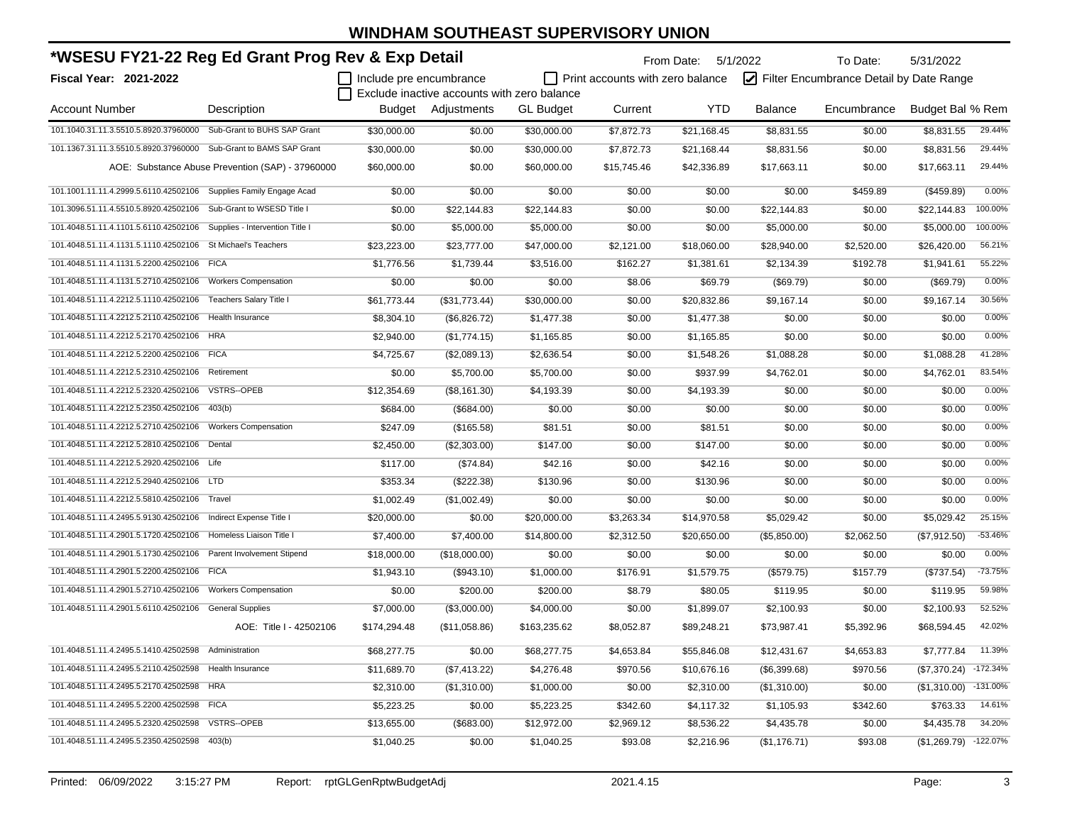# WINDHAM SOUTHEAST SUPERVISORY UNION

## *WSESU FY21-22 Reg Ed Grant Prog Rev & Exp Detail

From Date: 5/1/2022 To Date: 5/31/2022

**Fiscal Year: 2021-2022**

☐ Include pre encumbrance ☐ Print accounts with zero balance ☑ Filter Encumbrance Detail by Date Range

☐ Exclude inactive accounts with zero balance

| Account Number | Description | Budget | Adjustments | GL Budget | Current | YTD | Balance | Encumbrance | Budget Bal | % Rem |
|---|---|---|---|---|---|---|---|---|---|---|
| 101.1040.31.11.3.5510.5.8920.37960000 | Sub-Grant to BUHS SAP Grant | $30,000.00 | $0.00 | $30,000.00 | $7,872.73 | $21,168.45 | $8,831.55 | $0.00 | $8,831.55 | 29.44% |
| 101.1367.31.11.3.5510.5.8920.37960000 | Sub-Grant to BAMS SAP Grant | $30,000.00 | $0.00 | $30,000.00 | $7,872.73 | $21,168.44 | $8,831.56 | $0.00 | $8,831.56 | 29.44% |
| | AOE: Substance Abuse Prevention (SAP) - 37960000 | $60,000.00 | $0.00 | $60,000.00 | $15,745.46 | $42,336.89 | $17,663.11 | $0.00 | $17,663.11 | 29.44% |
| 101.1001.11.11.4.2999.5.6110.42502106 | Supplies Family Engage Acad | $0.00 | $0.00 | $0.00 | $0.00 | $0.00 | $0.00 | $459.89 | ($459.89) | 0.00% |
| 101.3096.51.11.4.5510.5.8920.42502106 | Sub-Grant to WSESD Title I | $0.00 | $22,144.83 | $22,144.83 | $0.00 | $0.00 | $22,144.83 | $0.00 | $22,144.83 | 100.00% |
| 101.4048.51.11.4.1101.5.6110.42502106 | Supplies - Intervention Title I | $0.00 | $5,000.00 | $5,000.00 | $0.00 | $0.00 | $5,000.00 | $0.00 | $5,000.00 | 100.00% |
| 101.4048.51.11.4.1131.5.1110.42502106 | St Michael's Teachers | $23,223.00 | $23,777.00 | $47,000.00 | $2,121.00 | $18,060.00 | $28,940.00 | $2,520.00 | $26,420.00 | 56.21% |
| 101.4048.51.11.4.1131.5.2200.42502106 | FICA | $1,776.56 | $1,739.44 | $3,516.00 | $162.27 | $1,381.61 | $2,134.39 | $192.78 | $1,941.61 | 55.22% |
| 101.4048.51.11.4.1131.5.2710.42502106 | Workers Compensation | $0.00 | $0.00 | $0.00 | $8.06 | $69.79 | ($69.79) | $0.00 | ($69.79) | 0.00% |
| 101.4048.51.11.4.2212.5.1110.42502106 | Teachers Salary Title I | $61,773.44 | ($31,773.44) | $30,000.00 | $0.00 | $20,832.86 | $9,167.14 | $0.00 | $9,167.14 | 30.56% |
| 101.4048.51.11.4.2212.5.2110.42502106 | Health Insurance | $8,304.10 | ($6,826.72) | $1,477.38 | $0.00 | $1,477.38 | $0.00 | $0.00 | $0.00 | 0.00% |
| 101.4048.51.11.4.2212.5.2170.42502106 | HRA | $2,940.00 | ($1,774.15) | $1,165.85 | $0.00 | $1,165.85 | $0.00 | $0.00 | $0.00 | 0.00% |
| 101.4048.51.11.4.2212.5.2200.42502106 | FICA | $4,725.67 | ($2,089.13) | $2,636.54 | $0.00 | $1,548.26 | $1,088.28 | $0.00 | $1,088.28 | 41.28% |
| 101.4048.51.11.4.2212.5.2310.42502106 | Retirement | $0.00 | $5,700.00 | $5,700.00 | $0.00 | $937.99 | $4,762.01 | $0.00 | $4,762.01 | 83.54% |
| 101.4048.51.11.4.2212.5.2320.42502106 | VSTRS--OPEB | $12,354.69 | ($8,161.30) | $4,193.39 | $0.00 | $4,193.39 | $0.00 | $0.00 | $0.00 | 0.00% |
| 101.4048.51.11.4.2212.5.2350.42502106 | 403(b) | $684.00 | ($684.00) | $0.00 | $0.00 | $0.00 | $0.00 | $0.00 | $0.00 | 0.00% |
| 101.4048.51.11.4.2212.5.2710.42502106 | Workers Compensation | $247.09 | ($165.58) | $81.51 | $0.00 | $81.51 | $0.00 | $0.00 | $0.00 | 0.00% |
| 101.4048.51.11.4.2212.5.2810.42502106 | Dental | $2,450.00 | ($2,303.00) | $147.00 | $0.00 | $147.00 | $0.00 | $0.00 | $0.00 | 0.00% |
| 101.4048.51.11.4.2212.5.2920.42502106 | Life | $117.00 | ($74.84) | $42.16 | $0.00 | $42.16 | $0.00 | $0.00 | $0.00 | 0.00% |
| 101.4048.51.11.4.2212.5.2940.42502106 | LTD | $353.34 | ($222.38) | $130.96 | $0.00 | $130.96 | $0.00 | $0.00 | $0.00 | 0.00% |
| 101.4048.51.11.4.2212.5.5810.42502106 | Travel | $1,002.49 | ($1,002.49) | $0.00 | $0.00 | $0.00 | $0.00 | $0.00 | $0.00 | 0.00% |
| 101.4048.51.11.4.2495.5.9130.42502106 | Indirect Expense Title I | $20,000.00 | $0.00 | $20,000.00 | $3,263.34 | $14,970.58 | $5,029.42 | $0.00 | $5,029.42 | 25.15% |
| 101.4048.51.11.4.2901.5.1720.42502106 | Homeless Liaison Title I | $7,400.00 | $7,400.00 | $14,800.00 | $2,312.50 | $20,650.00 | ($5,850.00) | $2,062.50 | ($7,912.50) | -53.46% |
| 101.4048.51.11.4.2901.5.1730.42502106 | Parent Involvement Stipend | $18,000.00 | ($18,000.00) | $0.00 | $0.00 | $0.00 | $0.00 | $0.00 | $0.00 | 0.00% |
| 101.4048.51.11.4.2901.5.2200.42502106 | FICA | $1,943.10 | ($943.10) | $1,000.00 | $176.91 | $1,579.75 | ($579.75) | $157.79 | ($737.54) | -73.75% |
| 101.4048.51.11.4.2901.5.2710.42502106 | Workers Compensation | $0.00 | $200.00 | $200.00 | $8.79 | $80.05 | $119.95 | $0.00 | $119.95 | 59.98% |
| 101.4048.51.11.4.2901.5.6110.42502106 | General Supplies | $7,000.00 | ($3,000.00) | $4,000.00 | $0.00 | $1,899.07 | $2,100.93 | $0.00 | $2,100.93 | 52.52% |
| | AOE: Title I - 42502106 | $174,294.48 | ($11,058.86) | $163,235.62 | $8,052.87 | $89,248.21 | $73,987.41 | $5,392.96 | $68,594.45 | 42.02% |
| 101.4048.51.11.4.2495.5.1410.42502598 | Administration | $68,277.75 | $0.00 | $68,277.75 | $4,653.84 | $55,846.08 | $12,431.67 | $4,653.83 | $7,777.84 | 11.39% |
| 101.4048.51.11.4.2495.5.2110.42502598 | Health Insurance | $11,689.70 | ($7,413.22) | $4,276.48 | $970.56 | $10,676.16 | ($6,399.68) | $970.56 | ($7,370.24) | -172.34% |
| 101.4048.51.11.4.2495.5.2170.42502598 | HRA | $2,310.00 | ($1,310.00) | $1,000.00 | $0.00 | $2,310.00 | ($1,310.00) | $0.00 | ($1,310.00) | -131.00% |
| 101.4048.51.11.4.2495.5.2200.42502598 | FICA | $5,223.25 | $0.00 | $5,223.25 | $342.60 | $4,117.32 | $1,105.93 | $342.60 | $763.33 | 14.61% |
| 101.4048.51.11.4.2495.5.2320.42502598 | VSTRS--OPEB | $13,655.00 | ($683.00) | $12,972.00 | $2,969.12 | $8,536.22 | $4,435.78 | $0.00 | $4,435.78 | 34.20% |
| 101.4048.51.11.4.2495.5.2350.42502598 | 403(b) | $1,040.25 | $0.00 | $1,040.25 | $93.08 | $2,216.96 | ($1,176.71) | $93.08 | ($1,269.79) | -122.07% |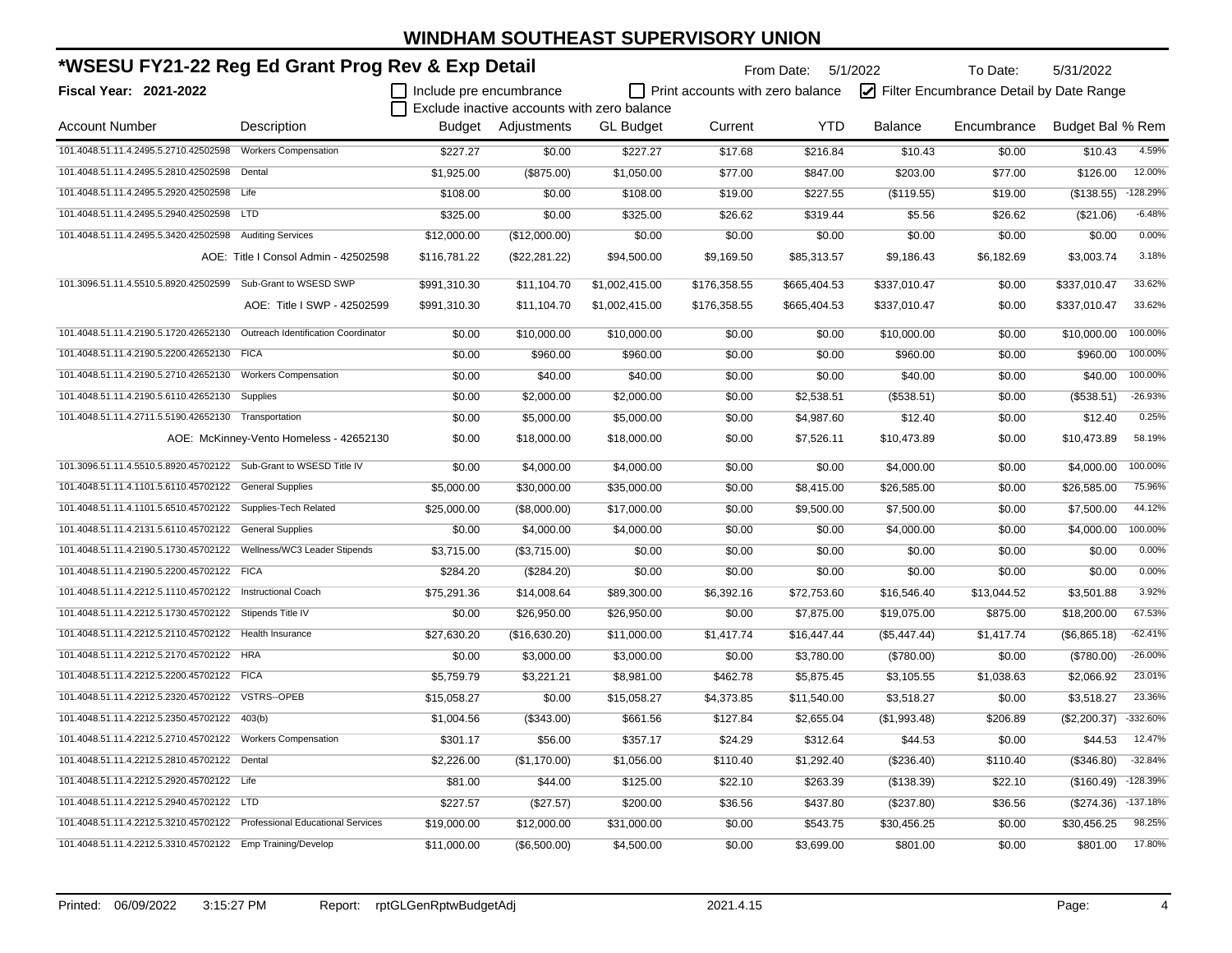# WINDHAM SOUTHEAST SUPERVISORY UNION

## *WSESU FY21-22 Reg Ed Grant Prog Rev & Exp Detail

From Date: 5/1/2022 To Date: 5/31/2022

**Fiscal Year: 2021-2022**

☐ Include pre encumbrance ☐ Print accounts with zero balance ☑ Filter Encumbrance Detail by Date Range

☐ Exclude inactive accounts with zero balance

| Account Number | Description | Budget | Adjustments | GL Budget | Current | YTD | Balance | Encumbrance | Budget Bal | % Rem |
|---|---|---|---|---|---|---|---|---|---|---|
| 101.4048.51.11.4.2495.5.2710.42502598 | Workers Compensation | $227.27 | $0.00 | $227.27 | $17.68 | $216.84 | $10.43 | $0.00 | $10.43 | 4.59% |
| 101.4048.51.11.4.2495.5.2810.42502598 | Dental | $1,925.00 | ($875.00) | $1,050.00 | $77.00 | $847.00 | $203.00 | $77.00 | $126.00 | 12.00% |
| 101.4048.51.11.4.2495.5.2920.42502598 | Life | $108.00 | $0.00 | $108.00 | $19.00 | $227.55 | ($119.55) | $19.00 | ($138.55) | -128.29% |
| 101.4048.51.11.4.2495.5.2940.42502598 | LTD | $325.00 | $0.00 | $325.00 | $26.62 | $319.44 | $5.56 | $26.62 | ($21.06) | -6.48% |
| 101.4048.51.11.4.2495.5.3420.42502598 | Auditing Services | $12,000.00 | ($12,000.00) | $0.00 | $0.00 | $0.00 | $0.00 | $0.00 | $0.00 | 0.00% |
| | AOE: Title I Consol Admin - 42502598 | $116,781.22 | ($22,281.22) | $94,500.00 | $9,169.50 | $85,313.57 | $9,186.43 | $6,182.69 | $3,003.74 | 3.18% |
| 101.3096.51.11.4.5510.5.8920.42502599 | Sub-Grant to WSESD SWP | $991,310.30 | $11,104.70 | $1,002,415.00 | $176,358.55 | $665,404.53 | $337,010.47 | $0.00 | $337,010.47 | 33.62% |
| | AOE: Title I SWP - 42502599 | $991,310.30 | $11,104.70 | $1,002,415.00 | $176,358.55 | $665,404.53 | $337,010.47 | $0.00 | $337,010.47 | 33.62% |
| 101.4048.51.11.4.2190.5.1720.42652130 | Outreach Identification Coordinator | $0.00 | $10,000.00 | $10,000.00 | $0.00 | $0.00 | $10,000.00 | $0.00 | $10,000.00 | 100.00% |
| 101.4048.51.11.4.2190.5.2200.42652130 | FICA | $0.00 | $960.00 | $960.00 | $0.00 | $0.00 | $960.00 | $0.00 | $960.00 | 100.00% |
| 101.4048.51.11.4.2190.5.2710.42652130 | Workers Compensation | $0.00 | $40.00 | $40.00 | $0.00 | $0.00 | $40.00 | $0.00 | $40.00 | 100.00% |
| 101.4048.51.11.4.2190.5.6110.42652130 | Supplies | $0.00 | $2,000.00 | $2,000.00 | $0.00 | $2,538.51 | ($538.51) | $0.00 | ($538.51) | -26.93% |
| 101.4048.51.11.4.2711.5.5190.42652130 | Transportation | $0.00 | $5,000.00 | $5,000.00 | $0.00 | $4,987.60 | $12.40 | $0.00 | $12.40 | 0.25% |
| | AOE: McKinney-Vento Homeless - 42652130 | $0.00 | $18,000.00 | $18,000.00 | $0.00 | $7,526.11 | $10,473.89 | $0.00 | $10,473.89 | 58.19% |
| 101.3096.51.11.4.5510.5.8920.45702122 | Sub-Grant to WSESD Title IV | $0.00 | $4,000.00 | $4,000.00 | $0.00 | $0.00 | $4,000.00 | $0.00 | $4,000.00 | 100.00% |
| 101.4048.51.11.4.1101.5.6110.45702122 | General Supplies | $5,000.00 | $30,000.00 | $35,000.00 | $0.00 | $8,415.00 | $26,585.00 | $0.00 | $26,585.00 | 75.96% |
| 101.4048.51.11.4.1101.5.6510.45702122 | Supplies-Tech Related | $25,000.00 | ($8,000.00) | $17,000.00 | $0.00 | $9,500.00 | $7,500.00 | $0.00 | $7,500.00 | 44.12% |
| 101.4048.51.11.4.2131.5.6110.45702122 | General Supplies | $0.00 | $4,000.00 | $4,000.00 | $0.00 | $0.00 | $4,000.00 | $0.00 | $4,000.00 | 100.00% |
| 101.4048.51.11.4.2190.5.1730.45702122 | Wellness/WC3 Leader Stipends | $3,715.00 | ($3,715.00) | $0.00 | $0.00 | $0.00 | $0.00 | $0.00 | $0.00 | 0.00% |
| 101.4048.51.11.4.2190.5.2200.45702122 | FICA | $284.20 | ($284.20) | $0.00 | $0.00 | $0.00 | $0.00 | $0.00 | $0.00 | 0.00% |
| 101.4048.51.11.4.2212.5.1110.45702122 | Instructional Coach | $75,291.36 | $14,008.64 | $89,300.00 | $6,392.16 | $72,753.60 | $16,546.40 | $13,044.52 | $3,501.88 | 3.92% |
| 101.4048.51.11.4.2212.5.1730.45702122 | Stipends Title IV | $0.00 | $26,950.00 | $26,950.00 | $0.00 | $7,875.00 | $19,075.00 | $875.00 | $18,200.00 | 67.53% |
| 101.4048.51.11.4.2212.5.2110.45702122 | Health Insurance | $27,630.20 | ($16,630.20) | $11,000.00 | $1,417.74 | $16,447.44 | ($5,447.44) | $1,417.74 | ($6,865.18) | -62.41% |
| 101.4048.51.11.4.2212.5.2170.45702122 | HRA | $0.00 | $3,000.00 | $3,000.00 | $0.00 | $3,780.00 | ($780.00) | $0.00 | ($780.00) | -26.00% |
| 101.4048.51.11.4.2212.5.2200.45702122 | FICA | $5,759.79 | $3,221.21 | $8,981.00 | $462.78 | $5,875.45 | $3,105.55 | $1,038.63 | $2,066.92 | 23.01% |
| 101.4048.51.11.4.2212.5.2320.45702122 | VSTRS--OPEB | $15,058.27 | $0.00 | $15,058.27 | $4,373.85 | $11,540.00 | $3,518.27 | $0.00 | $3,518.27 | 23.36% |
| 101.4048.51.11.4.2212.5.2350.45702122 | 403(b) | $1,004.56 | ($343.00) | $661.56 | $127.84 | $2,655.04 | ($1,993.48) | $206.89 | ($2,200.37) | -332.60% |
| 101.4048.51.11.4.2212.5.2710.45702122 | Workers Compensation | $301.17 | $56.00 | $357.17 | $24.29 | $312.64 | $44.53 | $0.00 | $44.53 | 12.47% |
| 101.4048.51.11.4.2212.5.2810.45702122 | Dental | $2,226.00 | ($1,170.00) | $1,056.00 | $110.40 | $1,292.40 | ($236.40) | $110.40 | ($346.80) | -32.84% |
| 101.4048.51.11.4.2212.5.2920.45702122 | Life | $81.00 | $44.00 | $125.00 | $22.10 | $263.39 | ($138.39) | $22.10 | ($160.49) | -128.39% |
| 101.4048.51.11.4.2212.5.2940.45702122 | LTD | $227.57 | ($27.57) | $200.00 | $36.56 | $437.80 | ($237.80) | $36.56 | ($274.36) | -137.18% |
| 101.4048.51.11.4.2212.5.3210.45702122 | Professional Educational Services | $19,000.00 | $12,000.00 | $31,000.00 | $0.00 | $543.75 | $30,456.25 | $0.00 | $30,456.25 | 98.25% |
| 101.4048.51.11.4.2212.5.3310.45702122 | Emp Training/Develop | $11,000.00 | ($6,500.00) | $4,500.00 | $0.00 | $3,699.00 | $801.00 | $0.00 | $801.00 | 17.80% |

Printed: 06/09/2022 3:15:27 PM Report: rptGLGenRptwBudgetAdj 2021.4.15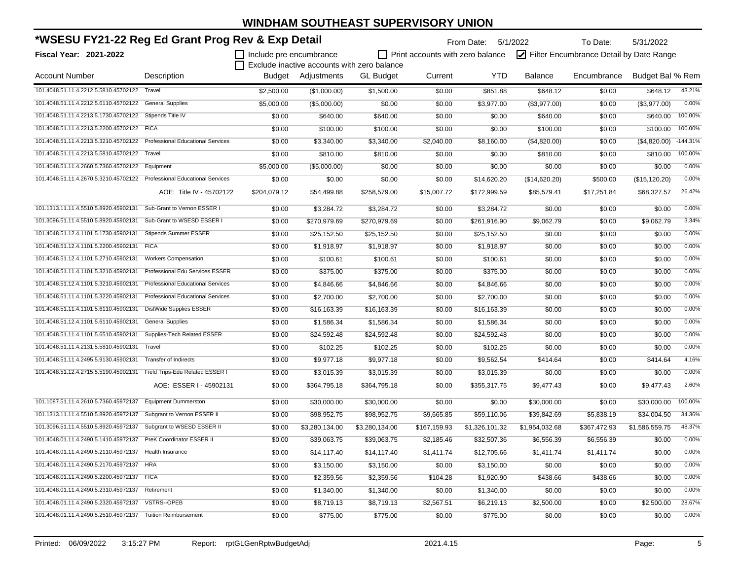# WINDHAM SOUTHEAST SUPERVISORY UNION

## *WSESU FY21-22 Reg Ed Grant Prog Rev & Exp Detail

From Date: 5/1/2022 To Date: 5/31/2022

**Fiscal Year: 2021-2022**

☐ Include pre encumbrance ☐ Print accounts with zero balance ☑ Filter Encumbrance Detail by Date Range
☐ Exclude inactive accounts with zero balance

| Account Number | Description | Budget | Adjustments | GL Budget | Current | YTD | Balance | Encumbrance | Budget Bal | % Rem |
|---|---|---|---|---|---|---|---|---|---|---|
| 101.4048.51.11.4.2212.5.5810.45702122 | Travel | $2,500.00 | ($1,000.00) | $1,500.00 | $0.00 | $851.88 | $648.12 | $0.00 | $648.12 | 43.21% |
| 101.4048.51.11.4.2212.5.6110.45702122 | General Supplies | $5,000.00 | ($5,000.00) | $0.00 | $0.00 | $3,977.00 | ($3,977.00) | $0.00 | ($3,977.00) | 0.00% |
| 101.4048.51.11.4.2213.5.1730.45702122 | Stipends Title IV | $0.00 | $640.00 | $640.00 | $0.00 | $0.00 | $640.00 | $0.00 | $640.00 | 100.00% |
| 101.4048.51.11.4.2213.5.2200.45702122 | FICA | $0.00 | $100.00 | $100.00 | $0.00 | $0.00 | $100.00 | $0.00 | $100.00 | 100.00% |
| 101.4048.51.11.4.2213.5.3210.45702122 | Professional Educational Services | $0.00 | $3,340.00 | $3,340.00 | $2,040.00 | $8,160.00 | ($4,820.00) | $0.00 | ($4,820.00) | -144.31% |
| 101.4048.51.11.4.2213.5.5810.45702122 | Travel | $0.00 | $810.00 | $810.00 | $0.00 | $0.00 | $810.00 | $0.00 | $810.00 | 100.00% |
| 101.4048.51.11.4.2660.5.7360.45702122 | Equipment | $5,000.00 | ($5,000.00) | $0.00 | $0.00 | $0.00 | $0.00 | $0.00 | $0.00 | 0.00% |
| 101.4048.51.11.4.2670.5.3210.45702122 | Professional Educational Services | $0.00 | $0.00 | $0.00 | $0.00 | $14,620.20 | ($14,620.20) | $500.00 | ($15,120.20) | 0.00% |
| | AOE: Title IV - 45702122 | $204,079.12 | $54,499.88 | $258,579.00 | $15,007.72 | $172,999.59 | $85,579.41 | $17,251.84 | $68,327.57 | 26.42% |
| 101.1313.11.11.4.5510.5.8920.45902131 | Sub-Grant to Vernon ESSER I | $0.00 | $3,284.72 | $3,284.72 | $0.00 | $3,284.72 | $0.00 | $0.00 | $0.00 | 0.00% |
| 101.3096.51.11.4.5510.5.8920.45902131 | Sub-Grant to WSESD ESSER I | $0.00 | $270,979.69 | $270,979.69 | $0.00 | $261,916.90 | $9,062.79 | $0.00 | $9,062.79 | 3.34% |
| 101.4048.51.12.4.1101.5.1730.45902131 | Stipends Summer ESSER | $0.00 | $25,152.50 | $25,152.50 | $0.00 | $25,152.50 | $0.00 | $0.00 | $0.00 | 0.00% |
| 101.4048.51.12.4.1101.5.2200.45902131 | FICA | $0.00 | $1,918.97 | $1,918.97 | $0.00 | $1,918.97 | $0.00 | $0.00 | $0.00 | 0.00% |
| 101.4048.51.12.4.1101.5.2710.45902131 | Workers Compensation | $0.00 | $100.61 | $100.61 | $0.00 | $100.61 | $0.00 | $0.00 | $0.00 | 0.00% |
| 101.4048.51.11.4.1101.5.3210.45902131 | Professional Edu Services ESSER | $0.00 | $375.00 | $375.00 | $0.00 | $375.00 | $0.00 | $0.00 | $0.00 | 0.00% |
| 101.4048.51.12.4.1101.5.3210.45902131 | Professional Educational Services | $0.00 | $4,846.66 | $4,846.66 | $0.00 | $4,846.66 | $0.00 | $0.00 | $0.00 | 0.00% |
| 101.4048.51.11.4.1101.5.3220.45902131 | Professional Educational Services | $0.00 | $2,700.00 | $2,700.00 | $0.00 | $2,700.00 | $0.00 | $0.00 | $0.00 | 0.00% |
| 101.4048.51.11.4.1101.5.6110.45902131 | DistWide Supplies ESSER | $0.00 | $16,163.39 | $16,163.39 | $0.00 | $16,163.39 | $0.00 | $0.00 | $0.00 | 0.00% |
| 101.4048.51.12.4.1101.5.6110.45902131 | General Supplies | $0.00 | $1,586.34 | $1,586.34 | $0.00 | $1,586.34 | $0.00 | $0.00 | $0.00 | 0.00% |
| 101.4048.51.11.4.1101.5.6510.45902131 | Supplies-Tech Related ESSER | $0.00 | $24,592.48 | $24,592.48 | $0.00 | $24,592.48 | $0.00 | $0.00 | $0.00 | 0.00% |
| 101.4048.51.11.4.2131.5.5810.45902131 | Travel | $0.00 | $102.25 | $102.25 | $0.00 | $102.25 | $0.00 | $0.00 | $0.00 | 0.00% |
| 101.4048.51.11.4.2495.5.9130.45902131 | Transfer of Indirects | $0.00 | $9,977.18 | $9,977.18 | $0.00 | $9,562.54 | $414.64 | $0.00 | $414.64 | 4.16% |
| 101.4048.51.12.4.2715.5.5190.45902131 | Field Trips-Edu Related ESSER I | $0.00 | $3,015.39 | $3,015.39 | $0.00 | $3,015.39 | $0.00 | $0.00 | $0.00 | 0.00% |
| | AOE: ESSER I - 45902131 | $0.00 | $364,795.18 | $364,795.18 | $0.00 | $355,317.75 | $9,477.43 | $0.00 | $9,477.43 | 2.60% |
| 101.1087.51.11.4.2610.5.7360.45972137 | Equipment Dummerston | $0.00 | $30,000.00 | $30,000.00 | $0.00 | $0.00 | $30,000.00 | $0.00 | $30,000.00 | 100.00% |
| 101.1313.11.11.4.5510.5.8920.45972137 | Subgrant to Vernon ESSER II | $0.00 | $98,952.75 | $98,952.75 | $9,665.85 | $59,110.06 | $39,842.69 | $5,838.19 | $34,004.50 | 34.36% |
| 101.3096.51.11.4.5510.5.8920.45972137 | Subgrant to WSESD ESSER II | $0.00 | $3,280,134.00 | $3,280,134.00 | $167,159.93 | $1,326,101.32 | $1,954,032.68 | $367,472.93 | $1,586,559.75 | 48.37% |
| 101.4048.01.11.4.2490.5.1410.45972137 | PreK Coordinator ESSER II | $0.00 | $39,063.75 | $39,063.75 | $2,185.46 | $32,507.36 | $6,556.39 | $6,556.39 | $0.00 | 0.00% |
| 101.4048.01.11.4.2490.5.2110.45972137 | Health Insurance | $0.00 | $14,117.40 | $14,117.40 | $1,411.74 | $12,705.66 | $1,411.74 | $1,411.74 | $0.00 | 0.00% |
| 101.4048.01.11.4.2490.5.2170.45972137 | HRA | $0.00 | $3,150.00 | $3,150.00 | $0.00 | $3,150.00 | $0.00 | $0.00 | $0.00 | 0.00% |
| 101.4048.01.11.4.2490.5.2200.45972137 | FICA | $0.00 | $2,359.56 | $2,359.56 | $104.28 | $1,920.90 | $438.66 | $438.66 | $0.00 | 0.00% |
| 101.4048.01.11.4.2490.5.2310.45972137 | Retirement | $0.00 | $1,340.00 | $1,340.00 | $0.00 | $1,340.00 | $0.00 | $0.00 | $0.00 | 0.00% |
| 101.4048.01.11.4.2490.5.2320.45972137 | VSTRS--OPEB | $0.00 | $8,719.13 | $8,719.13 | $2,567.51 | $6,219.13 | $2,500.00 | $0.00 | $2,500.00 | 28.67% |
| 101.4048.01.11.4.2490.5.2510.45972137 | Tuition Reimbursement | $0.00 | $775.00 | $775.00 | $0.00 | $775.00 | $0.00 | $0.00 | $0.00 | 0.00% |

Printed: 06/09/2022 3:15:27 PM Report: rptGLGenRptwBudgetAdj 2021.4.15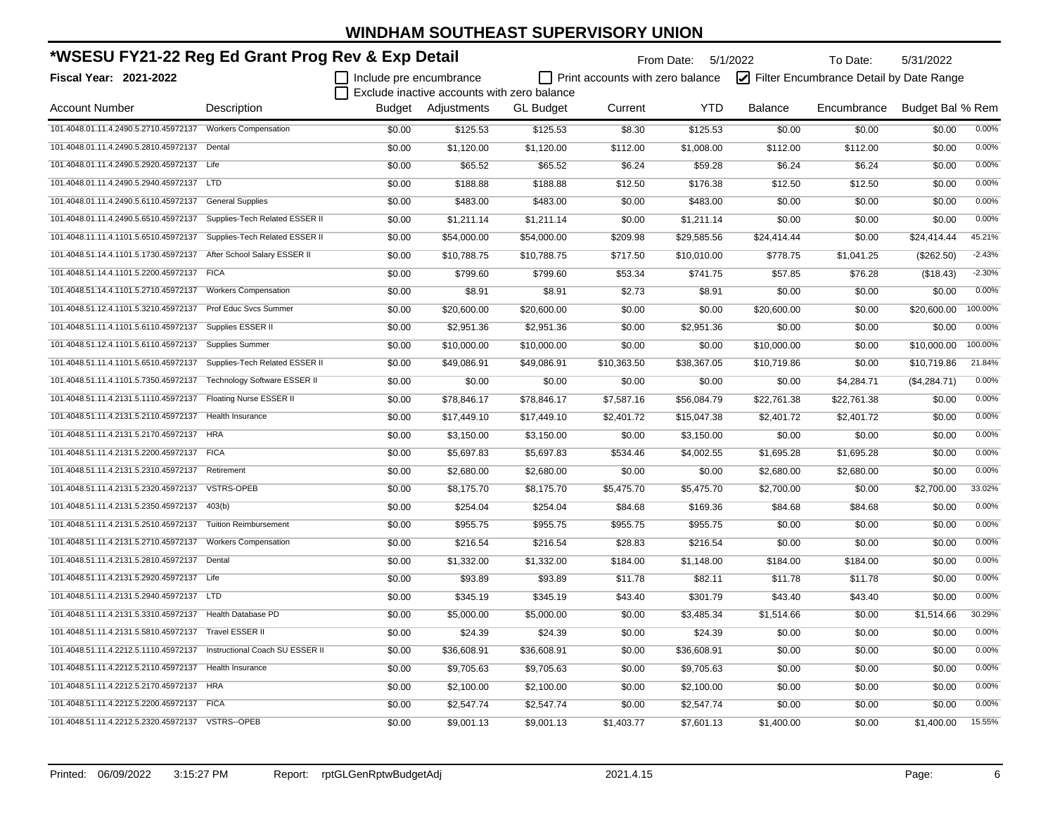# WINDHAM SOUTHEAST SUPERVISORY UNION

## *WSESU FY21-22 Reg Ed Grant Prog Rev & Exp Detail

**Fiscal Year: 2021-2022**

From Date: 5/1/2022 To Date: 5/31/2022

☐ Include pre encumbrance ☐ Print accounts with zero balance ☑ Filter Encumbrance Detail by Date Range
☐ Exclude inactive accounts with zero balance

| Account Number | Description | Budget | Adjustments | GL Budget | Current | YTD | Balance | Encumbrance | Budget Bal | % Rem |
|---|---|---|---|---|---|---|---|---|---|---|
| 101.4048.01.11.4.2490.5.2710.45972137 | Workers Compensation | $0.00 | $125.53 | $125.53 | $8.30 | $125.53 | $0.00 | $0.00 | $0.00 | 0.00% |
| 101.4048.01.11.4.2490.5.2810.45972137 | Dental | $0.00 | $1,120.00 | $1,120.00 | $112.00 | $1,008.00 | $112.00 | $112.00 | $0.00 | 0.00% |
| 101.4048.01.11.4.2490.5.2920.45972137 | Life | $0.00 | $65.52 | $65.52 | $6.24 | $59.28 | $6.24 | $6.24 | $0.00 | 0.00% |
| 101.4048.01.11.4.2490.5.2940.45972137 | LTD | $0.00 | $188.88 | $188.88 | $12.50 | $176.38 | $12.50 | $12.50 | $0.00 | 0.00% |
| 101.4048.01.11.4.2490.5.6110.45972137 | General Supplies | $0.00 | $483.00 | $483.00 | $0.00 | $483.00 | $0.00 | $0.00 | $0.00 | 0.00% |
| 101.4048.01.11.4.2490.5.6510.45972137 | Supplies-Tech Related ESSER II | $0.00 | $1,211.14 | $1,211.14 | $0.00 | $1,211.14 | $0.00 | $0.00 | $0.00 | 0.00% |
| 101.4048.11.11.4.1101.5.6510.45972137 | Supplies-Tech Related ESSER II | $0.00 | $54,000.00 | $54,000.00 | $209.98 | $29,585.56 | $24,414.44 | $0.00 | $24,414.44 | 45.21% |
| 101.4048.51.14.4.1101.5.1730.45972137 | After School Salary ESSER II | $0.00 | $10,788.75 | $10,788.75 | $717.50 | $10,010.00 | $778.75 | $1,041.25 | ($262.50) | -2.43% |
| 101.4048.51.14.4.1101.5.2200.45972137 | FICA | $0.00 | $799.60 | $799.60 | $53.34 | $741.75 | $57.85 | $76.28 | ($18.43) | -2.30% |
| 101.4048.51.14.4.1101.5.2710.45972137 | Workers Compensation | $0.00 | $8.91 | $8.91 | $2.73 | $8.91 | $0.00 | $0.00 | $0.00 | 0.00% |
| 101.4048.51.12.4.1101.5.3210.45972137 | Prof Educ Svcs Summer | $0.00 | $20,600.00 | $20,600.00 | $0.00 | $0.00 | $20,600.00 | $0.00 | $20,600.00 | 100.00% |
| 101.4048.51.11.4.1101.5.6110.45972137 | Supplies ESSER II | $0.00 | $2,951.36 | $2,951.36 | $0.00 | $2,951.36 | $0.00 | $0.00 | $0.00 | 0.00% |
| 101.4048.51.12.4.1101.5.6110.45972137 | Supplies Summer | $0.00 | $10,000.00 | $10,000.00 | $0.00 | $0.00 | $10,000.00 | $0.00 | $10,000.00 | 100.00% |
| 101.4048.51.11.4.1101.5.6510.45972137 | Supplies-Tech Related ESSER II | $0.00 | $49,086.91 | $49,086.91 | $10,363.50 | $38,367.05 | $10,719.86 | $0.00 | $10,719.86 | 21.84% |
| 101.4048.51.11.4.1101.5.7350.45972137 | Technology Software ESSER II | $0.00 | $0.00 | $0.00 | $0.00 | $0.00 | $0.00 | $4,284.71 | ($4,284.71) | 0.00% |
| 101.4048.51.11.4.2131.5.1110.45972137 | Floating Nurse ESSER II | $0.00 | $78,846.17 | $78,846.17 | $7,587.16 | $56,084.79 | $22,761.38 | $22,761.38 | $0.00 | 0.00% |
| 101.4048.51.11.4.2131.5.2110.45972137 | Health Insurance | $0.00 | $17,449.10 | $17,449.10 | $2,401.72 | $15,047.38 | $2,401.72 | $2,401.72 | $0.00 | 0.00% |
| 101.4048.51.11.4.2131.5.2170.45972137 | HRA | $0.00 | $3,150.00 | $3,150.00 | $0.00 | $3,150.00 | $0.00 | $0.00 | $0.00 | 0.00% |
| 101.4048.51.11.4.2131.5.2200.45972137 | FICA | $0.00 | $5,697.83 | $5,697.83 | $534.46 | $4,002.55 | $1,695.28 | $1,695.28 | $0.00 | 0.00% |
| 101.4048.51.11.4.2131.5.2310.45972137 | Retirement | $0.00 | $2,680.00 | $2,680.00 | $0.00 | $0.00 | $2,680.00 | $2,680.00 | $0.00 | 0.00% |
| 101.4048.51.11.4.2131.5.2320.45972137 | VSTRS-OPEB | $0.00 | $8,175.70 | $8,175.70 | $5,475.70 | $5,475.70 | $2,700.00 | $0.00 | $2,700.00 | 33.02% |
| 101.4048.51.11.4.2131.5.2350.45972137 | 403(b) | $0.00 | $254.04 | $254.04 | $84.68 | $169.36 | $84.68 | $84.68 | $0.00 | 0.00% |
| 101.4048.51.11.4.2131.5.2510.45972137 | Tuition Reimbursement | $0.00 | $955.75 | $955.75 | $955.75 | $955.75 | $0.00 | $0.00 | $0.00 | 0.00% |
| 101.4048.51.11.4.2131.5.2710.45972137 | Workers Compensation | $0.00 | $216.54 | $216.54 | $28.83 | $216.54 | $0.00 | $0.00 | $0.00 | 0.00% |
| 101.4048.51.11.4.2131.5.2810.45972137 | Dental | $0.00 | $1,332.00 | $1,332.00 | $184.00 | $1,148.00 | $184.00 | $184.00 | $0.00 | 0.00% |
| 101.4048.51.11.4.2131.5.2920.45972137 | Life | $0.00 | $93.89 | $93.89 | $11.78 | $82.11 | $11.78 | $11.78 | $0.00 | 0.00% |
| 101.4048.51.11.4.2131.5.2940.45972137 | LTD | $0.00 | $345.19 | $345.19 | $43.40 | $301.79 | $43.40 | $43.40 | $0.00 | 0.00% |
| 101.4048.51.11.4.2131.5.3310.45972137 | Health Database PD | $0.00 | $5,000.00 | $5,000.00 | $0.00 | $3,485.34 | $1,514.66 | $0.00 | $1,514.66 | 30.29% |
| 101.4048.51.11.4.2131.5.5810.45972137 | Travel ESSER II | $0.00 | $24.39 | $24.39 | $0.00 | $24.39 | $0.00 | $0.00 | $0.00 | 0.00% |
| 101.4048.51.11.4.2212.5.1110.45972137 | Instructional Coach SU ESSER II | $0.00 | $36,608.91 | $36,608.91 | $0.00 | $36,608.91 | $0.00 | $0.00 | $0.00 | 0.00% |
| 101.4048.51.11.4.2212.5.2110.45972137 | Health Insurance | $0.00 | $9,705.63 | $9,705.63 | $0.00 | $9,705.63 | $0.00 | $0.00 | $0.00 | 0.00% |
| 101.4048.51.11.4.2212.5.2170.45972137 | HRA | $0.00 | $2,100.00 | $2,100.00 | $0.00 | $2,100.00 | $0.00 | $0.00 | $0.00 | 0.00% |
| 101.4048.51.11.4.2212.5.2200.45972137 | FICA | $0.00 | $2,547.74 | $2,547.74 | $0.00 | $2,547.74 | $0.00 | $0.00 | $0.00 | 0.00% |
| 101.4048.51.11.4.2212.5.2320.45972137 | VSTRS--OPEB | $0.00 | $9,001.13 | $9,001.13 | $1,403.77 | $7,601.13 | $1,400.00 | $0.00 | $1,400.00 | 15.55% |

Printed: 06/09/2022 3:15:27 PM Report: rptGLGenRptwBudgetAdj 2021.4.15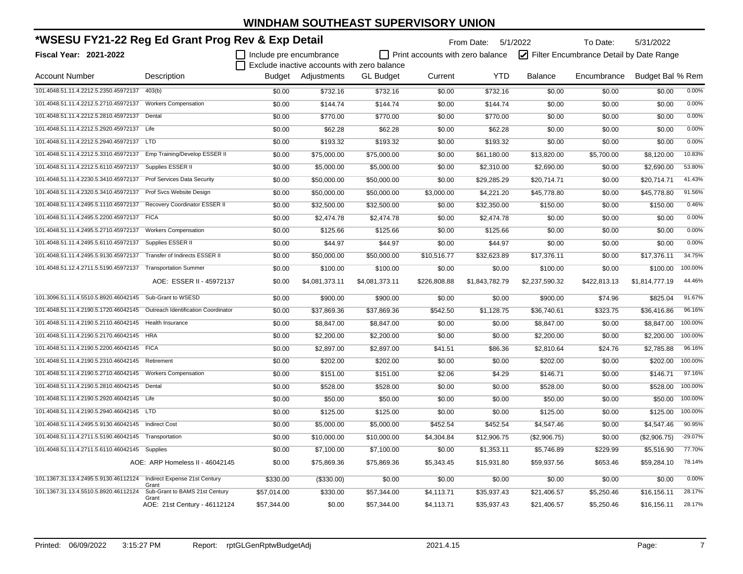# WINDHAM SOUTHEAST SUPERVISORY UNION

## *WSESU FY21-22 Reg Ed Grant Prog Rev & Exp Detail

From Date: 5/1/2022 To Date: 5/31/2022

**Fiscal Year: 2021-2022**

☐ Include pre encumbrance ☐ Print accounts with zero balance ☑ Filter Encumbrance Detail by Date Range

☐ Exclude inactive accounts with zero balance

| Account Number | Description | Budget | Adjustments | GL Budget | Current | YTD | Balance | Encumbrance | Budget Bal | % Rem |
|---|---|---|---|---|---|---|---|---|---|---|
| 101.4048.51.11.4.2212.5.2350.45972137 | 403(b) | $0.00 | $732.16 | $732.16 | $0.00 | $732.16 | $0.00 | $0.00 | $0.00 | 0.00% |
| 101.4048.51.11.4.2212.5.2710.45972137 | Workers Compensation | $0.00 | $144.74 | $144.74 | $0.00 | $144.74 | $0.00 | $0.00 | $0.00 | 0.00% |
| 101.4048.51.11.4.2212.5.2810.45972137 | Dental | $0.00 | $770.00 | $770.00 | $0.00 | $770.00 | $0.00 | $0.00 | $0.00 | 0.00% |
| 101.4048.51.11.4.2212.5.2920.45972137 | Life | $0.00 | $62.28 | $62.28 | $0.00 | $62.28 | $0.00 | $0.00 | $0.00 | 0.00% |
| 101.4048.51.11.4.2212.5.2940.45972137 | LTD | $0.00 | $193.32 | $193.32 | $0.00 | $193.32 | $0.00 | $0.00 | $0.00 | 0.00% |
| 101.4048.51.11.4.2212.5.3310.45972137 | Emp Training/Develop ESSER II | $0.00 | $75,000.00 | $75,000.00 | $0.00 | $61,180.00 | $13,820.00 | $5,700.00 | $8,120.00 | 10.83% |
| 101.4048.51.11.4.2212.5.6110.45972137 | Supplies ESSER II | $0.00 | $5,000.00 | $5,000.00 | $0.00 | $2,310.00 | $2,690.00 | $0.00 | $2,690.00 | 53.80% |
| 101.4048.51.11.4.2230.5.3410.45972137 | Prof Services Data Security | $0.00 | $50,000.00 | $50,000.00 | $0.00 | $29,285.29 | $20,714.71 | $0.00 | $20,714.71 | 41.43% |
| 101.4048.51.11.4.2320.5.3410.45972137 | Prof Svcs Website Design | $0.00 | $50,000.00 | $50,000.00 | $3,000.00 | $4,221.20 | $45,778.80 | $0.00 | $45,778.80 | 91.56% |
| 101.4048.51.11.4.2495.5.1110.45972137 | Recovery Coordinator ESSER II | $0.00 | $32,500.00 | $32,500.00 | $0.00 | $32,350.00 | $150.00 | $0.00 | $150.00 | 0.46% |
| 101.4048.51.11.4.2495.5.2200.45972137 | FICA | $0.00 | $2,474.78 | $2,474.78 | $0.00 | $2,474.78 | $0.00 | $0.00 | $0.00 | 0.00% |
| 101.4048.51.11.4.2495.5.2710.45972137 | Workers Compensation | $0.00 | $125.66 | $125.66 | $0.00 | $125.66 | $0.00 | $0.00 | $0.00 | 0.00% |
| 101.4048.51.11.4.2495.5.6110.45972137 | Supplies ESSER II | $0.00 | $44.97 | $44.97 | $0.00 | $44.97 | $0.00 | $0.00 | $0.00 | 0.00% |
| 101.4048.51.11.4.2495.5.9130.45972137 | Transfer of Indirects ESSER II | $0.00 | $50,000.00 | $50,000.00 | $10,516.77 | $32,623.89 | $17,376.11 | $0.00 | $17,376.11 | 34.75% |
| 101.4048.51.12.4.2711.5.5190.45972137 | Transportation Summer | $0.00 | $100.00 | $100.00 | $0.00 | $0.00 | $100.00 | $0.00 | $100.00 | 100.00% |
| | AOE: ESSER II - 45972137 | $0.00 | $4,081,373.11 | $4,081,373.11 | $226,808.88 | $1,843,782.79 | $2,237,590.32 | $422,813.13 | $1,814,777.19 | 44.46% |
| 101.3096.51.11.4.5510.5.8920.46042145 | Sub-Grant to WSESD | $0.00 | $900.00 | $900.00 | $0.00 | $0.00 | $900.00 | $74.96 | $825.04 | 91.67% |
| 101.4048.51.11.4.2190.5.1720.46042145 | Outreach Identification Coordinator | $0.00 | $37,869.36 | $37,869.36 | $542.50 | $1,128.75 | $36,740.61 | $323.75 | $36,416.86 | 96.16% |
| 101.4048.51.11.4.2190.5.2110.46042145 | Health Insurance | $0.00 | $8,847.00 | $8,847.00 | $0.00 | $0.00 | $8,847.00 | $0.00 | $8,847.00 | 100.00% |
| 101.4048.51.11.4.2190.5.2170.46042145 | HRA | $0.00 | $2,200.00 | $2,200.00 | $0.00 | $0.00 | $2,200.00 | $0.00 | $2,200.00 | 100.00% |
| 101.4048.51.11.4.2190.5.2200.46042145 | FICA | $0.00 | $2,897.00 | $2,897.00 | $41.51 | $86.36 | $2,810.64 | $24.76 | $2,785.88 | 96.16% |
| 101.4048.51.11.4.2190.5.2310.46042145 | Retirement | $0.00 | $202.00 | $202.00 | $0.00 | $0.00 | $202.00 | $0.00 | $202.00 | 100.00% |
| 101.4048.51.11.4.2190.5.2710.46042145 | Workers Compensation | $0.00 | $151.00 | $151.00 | $2.06 | $4.29 | $146.71 | $0.00 | $146.71 | 97.16% |
| 101.4048.51.11.4.2190.5.2810.46042145 | Dental | $0.00 | $528.00 | $528.00 | $0.00 | $0.00 | $528.00 | $0.00 | $528.00 | 100.00% |
| 101.4048.51.11.4.2190.5.2920.46042145 | Life | $0.00 | $50.00 | $50.00 | $0.00 | $0.00 | $50.00 | $0.00 | $50.00 | 100.00% |
| 101.4048.51.11.4.2190.5.2940.46042145 | LTD | $0.00 | $125.00 | $125.00 | $0.00 | $0.00 | $125.00 | $0.00 | $125.00 | 100.00% |
| 101.4048.51.11.4.2495.5.9130.46042145 | Indirect Cost | $0.00 | $5,000.00 | $5,000.00 | $452.54 | $452.54 | $4,547.46 | $0.00 | $4,547.46 | 90.95% |
| 101.4048.51.11.4.2711.5.5190.46042145 | Transportation | $0.00 | $10,000.00 | $10,000.00 | $4,304.84 | $12,906.75 | ($2,906.75) | $0.00 | ($2,906.75) | -29.07% |
| 101.4048.51.11.4.2711.5.6110.46042145 | Supplies | $0.00 | $7,100.00 | $7,100.00 | $0.00 | $1,353.11 | $5,746.89 | $229.99 | $5,516.90 | 77.70% |
| | AOE: ARP Homeless II - 46042145 | $0.00 | $75,869.36 | $75,869.36 | $5,343.45 | $15,931.80 | $59,937.56 | $653.46 | $59,284.10 | 78.14% |
| 101.1367.31.13.4.2495.5.9130.46112124 | Indirect Expense 21st Century Grant | $330.00 | ($330.00) | $0.00 | $0.00 | $0.00 | $0.00 | $0.00 | $0.00 | 0.00% |
| 101.1367.31.13.4.5510.5.8920.46112124 | Sub-Grant to BAMS 21st Century Grant | $57,014.00 | $330.00 | $57,344.00 | $4,113.71 | $35,937.43 | $21,406.57 | $5,250.46 | $16,156.11 | 28.17% |
| | AOE: 21st Century - 46112124 | $57,344.00 | $0.00 | $57,344.00 | $4,113.71 | $35,937.43 | $21,406.57 | $5,250.46 | $16,156.11 | 28.17% |

Printed: 06/09/2022 3:15:27 PM Report: rptGLGenRptwBudgetAdj 2021.4.15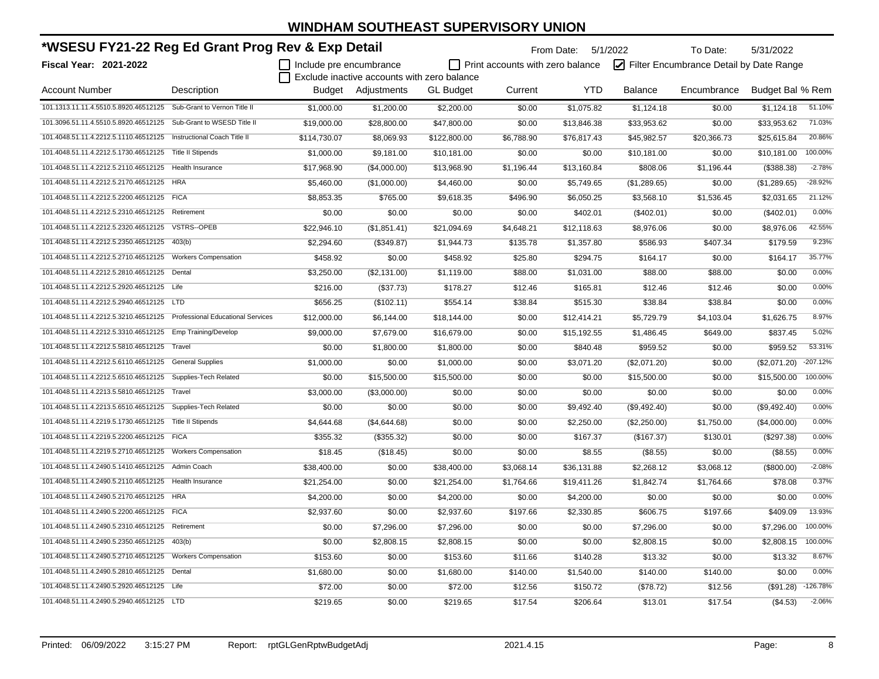# WINDHAM SOUTHEAST SUPERVISORY UNION

## *WSESU FY21-22 Reg Ed Grant Prog Rev & Exp Detail

From Date: 5/1/2022 To Date: 5/31/2022

**Fiscal Year: 2021-2022**

☐ Include pre encumbrance ☐ Print accounts with zero balance ☑ Filter Encumbrance Detail by Date Range

☐ Exclude inactive accounts with zero balance

| Account Number | Description | Budget | Adjustments | GL Budget | Current | YTD | Balance | Encumbrance | Budget Bal | % Rem |
|---|---|---|---|---|---|---|---|---|---|---|
| 101.1313.11.11.4.5510.5.8920.46512125 | Sub-Grant to Vernon Title II | $1,000.00 | $1,200.00 | $2,200.00 | $0.00 | $1,075.82 | $1,124.18 | $0.00 | $1,124.18 | 51.10% |
| 101.3096.51.11.4.5510.5.8920.46512125 | Sub-Grant to WSESD Title II | $19,000.00 | $28,800.00 | $47,800.00 | $0.00 | $13,846.38 | $33,953.62 | $0.00 | $33,953.62 | 71.03% |
| 101.4048.51.11.4.2212.5.1110.46512125 | Instructional Coach Title II | $114,730.07 | $8,069.93 | $122,800.00 | $6,788.90 | $76,817.43 | $45,982.57 | $20,366.73 | $25,615.84 | 20.86% |
| 101.4048.51.11.4.2212.5.1730.46512125 | Title II Stipends | $1,000.00 | $9,181.00 | $10,181.00 | $0.00 | $0.00 | $10,181.00 | $0.00 | $10,181.00 | 100.00% |
| 101.4048.51.11.4.2212.5.2110.46512125 | Health Insurance | $17,968.90 | ($4,000.00) | $13,968.90 | $1,196.44 | $13,160.84 | $808.06 | $1,196.44 | ($388.38) | -2.78% |
| 101.4048.51.11.4.2212.5.2170.46512125 | HRA | $5,460.00 | ($1,000.00) | $4,460.00 | $0.00 | $5,749.65 | ($1,289.65) | $0.00 | ($1,289.65) | -28.92% |
| 101.4048.51.11.4.2212.5.2200.46512125 | FICA | $8,853.35 | $765.00 | $9,618.35 | $496.90 | $6,050.25 | $3,568.10 | $1,536.45 | $2,031.65 | 21.12% |
| 101.4048.51.11.4.2212.5.2310.46512125 | Retirement | $0.00 | $0.00 | $0.00 | $0.00 | $402.01 | ($402.01) | $0.00 | ($402.01) | 0.00% |
| 101.4048.51.11.4.2212.5.2320.46512125 | VSTRS--OPEB | $22,946.10 | ($1,851.41) | $21,094.69 | $4,648.21 | $12,118.63 | $8,976.06 | $0.00 | $8,976.06 | 42.55% |
| 101.4048.51.11.4.2212.5.2350.46512125 | 403(b) | $2,294.60 | ($349.87) | $1,944.73 | $135.78 | $1,357.80 | $586.93 | $407.34 | $179.59 | 9.23% |
| 101.4048.51.11.4.2212.5.2710.46512125 | Workers Compensation | $458.92 | $0.00 | $458.92 | $25.80 | $294.75 | $164.17 | $0.00 | $164.17 | 35.77% |
| 101.4048.51.11.4.2212.5.2810.46512125 | Dental | $3,250.00 | ($2,131.00) | $1,119.00 | $88.00 | $1,031.00 | $88.00 | $88.00 | $0.00 | 0.00% |
| 101.4048.51.11.4.2212.5.2920.46512125 | Life | $216.00 | ($37.73) | $178.27 | $12.46 | $165.81 | $12.46 | $12.46 | $0.00 | 0.00% |
| 101.4048.51.11.4.2212.5.2940.46512125 | LTD | $656.25 | ($102.11) | $554.14 | $38.84 | $515.30 | $38.84 | $38.84 | $0.00 | 0.00% |
| 101.4048.51.11.4.2212.5.3210.46512125 | Professional Educational Services | $12,000.00 | $6,144.00 | $18,144.00 | $0.00 | $12,414.21 | $5,729.79 | $4,103.04 | $1,626.75 | 8.97% |
| 101.4048.51.11.4.2212.5.3310.46512125 | Emp Training/Develop | $9,000.00 | $7,679.00 | $16,679.00 | $0.00 | $15,192.55 | $1,486.45 | $649.00 | $837.45 | 5.02% |
| 101.4048.51.11.4.2212.5.5810.46512125 | Travel | $0.00 | $1,800.00 | $1,800.00 | $0.00 | $840.48 | $959.52 | $0.00 | $959.52 | 53.31% |
| 101.4048.51.11.4.2212.5.6110.46512125 | General Supplies | $1,000.00 | $0.00 | $1,000.00 | $0.00 | $3,071.20 | ($2,071.20) | $0.00 | ($2,071.20) | -207.12% |
| 101.4048.51.11.4.2212.5.6510.46512125 | Supplies-Tech Related | $0.00 | $15,500.00 | $15,500.00 | $0.00 | $0.00 | $15,500.00 | $0.00 | $15,500.00 | 100.00% |
| 101.4048.51.11.4.2213.5.5810.46512125 | Travel | $3,000.00 | ($3,000.00) | $0.00 | $0.00 | $0.00 | $0.00 | $0.00 | $0.00 | 0.00% |
| 101.4048.51.11.4.2213.5.6510.46512125 | Supplies-Tech Related | $0.00 | $0.00 | $0.00 | $0.00 | $9,492.40 | ($9,492.40) | $0.00 | ($9,492.40) | 0.00% |
| 101.4048.51.11.4.2219.5.1730.46512125 | Title II Stipends | $4,644.68 | ($4,644.68) | $0.00 | $0.00 | $2,250.00 | ($2,250.00) | $1,750.00 | ($4,000.00) | 0.00% |
| 101.4048.51.11.4.2219.5.2200.46512125 | FICA | $355.32 | ($355.32) | $0.00 | $0.00 | $167.37 | ($167.37) | $130.01 | ($297.38) | 0.00% |
| 101.4048.51.11.4.2219.5.2710.46512125 | Workers Compensation | $18.45 | ($18.45) | $0.00 | $0.00 | $8.55 | ($8.55) | $0.00 | ($8.55) | 0.00% |
| 101.4048.51.11.4.2490.5.1410.46512125 | Admin Coach | $38,400.00 | $0.00 | $38,400.00 | $3,068.14 | $36,131.88 | $2,268.12 | $3,068.12 | ($800.00) | -2.08% |
| 101.4048.51.11.4.2490.5.2110.46512125 | Health Insurance | $21,254.00 | $0.00 | $21,254.00 | $1,764.66 | $19,411.26 | $1,842.74 | $1,764.66 | $78.08 | 0.37% |
| 101.4048.51.11.4.2490.5.2170.46512125 | HRA | $4,200.00 | $0.00 | $4,200.00 | $0.00 | $4,200.00 | $0.00 | $0.00 | $0.00 | 0.00% |
| 101.4048.51.11.4.2490.5.2200.46512125 | FICA | $2,937.60 | $0.00 | $2,937.60 | $197.66 | $2,330.85 | $606.75 | $197.66 | $409.09 | 13.93% |
| 101.4048.51.11.4.2490.5.2310.46512125 | Retirement | $0.00 | $7,296.00 | $7,296.00 | $0.00 | $0.00 | $7,296.00 | $0.00 | $7,296.00 | 100.00% |
| 101.4048.51.11.4.2490.5.2350.46512125 | 403(b) | $0.00 | $2,808.15 | $2,808.15 | $0.00 | $0.00 | $2,808.15 | $0.00 | $2,808.15 | 100.00% |
| 101.4048.51.11.4.2490.5.2710.46512125 | Workers Compensation | $153.60 | $0.00 | $153.60 | $11.66 | $140.28 | $13.32 | $0.00 | $13.32 | 8.67% |
| 101.4048.51.11.4.2490.5.2810.46512125 | Dental | $1,680.00 | $0.00 | $1,680.00 | $140.00 | $1,540.00 | $140.00 | $140.00 | $0.00 | 0.00% |
| 101.4048.51.11.4.2490.5.2920.46512125 | Life | $72.00 | $0.00 | $72.00 | $12.56 | $150.72 | ($78.72) | $12.56 | ($91.28) | -126.78% |
| 101.4048.51.11.4.2490.5.2940.46512125 | LTD | $219.65 | $0.00 | $219.65 | $17.54 | $206.64 | $13.01 | $17.54 | ($4.53) | -2.06% |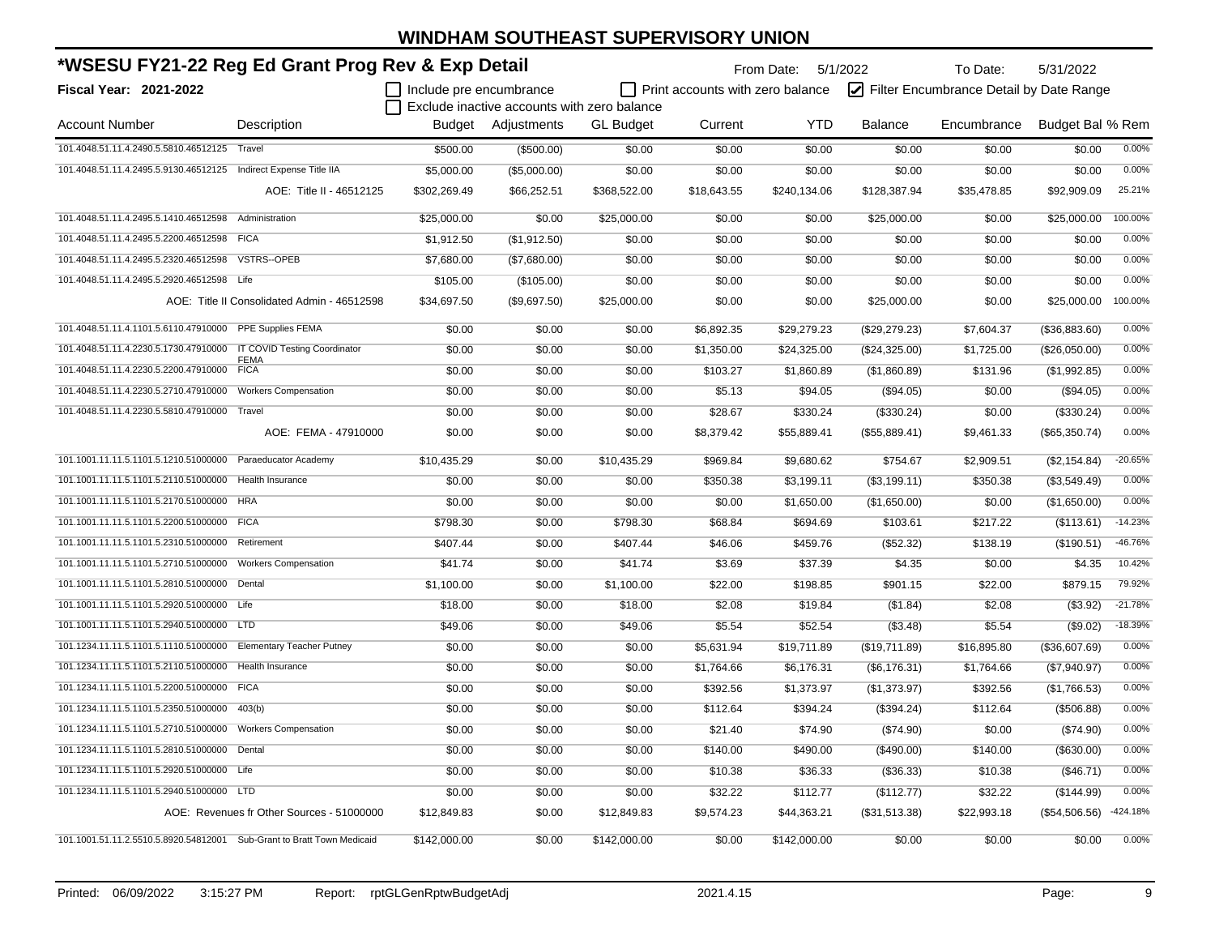# WINDHAM SOUTHEAST SUPERVISORY UNION

## *WSESU FY21-22 Reg Ed Grant Prog Rev & Exp Detail

From Date: 5/1/2022 To Date: 5/31/2022

**Fiscal Year: 2021-2022**

☐ Include pre encumbrance ☐ Print accounts with zero balance ☑ Filter Encumbrance Detail by Date Range
☐ Exclude inactive accounts with zero balance

| Account Number | Description | Budget | Adjustments | GL Budget | Current | YTD | Balance | Encumbrance | Budget Bal | % Rem |
|---|---|---|---|---|---|---|---|---|---|---|
| 101.4048.51.11.4.2490.5.5810.46512125 | Travel | $500.00 | ($500.00) | $0.00 | $0.00 | $0.00 | $0.00 | $0.00 | $0.00 | 0.00% |
| 101.4048.51.11.4.2495.5.9130.46512125 | Indirect Expense Title IIA | $5,000.00 | ($5,000.00) | $0.00 | $0.00 | $0.00 | $0.00 | $0.00 | $0.00 | 0.00% |
| | AOE: Title II - 46512125 | $302,269.49 | $66,252.51 | $368,522.00 | $18,643.55 | $240,134.06 | $128,387.94 | $35,478.85 | $92,909.09 | 25.21% |
| 101.4048.51.11.4.2495.5.1410.46512598 | Administration | $25,000.00 | $0.00 | $25,000.00 | $0.00 | $0.00 | $25,000.00 | $0.00 | $25,000.00 | 100.00% |
| 101.4048.51.11.4.2495.5.2200.46512598 | FICA | $1,912.50 | ($1,912.50) | $0.00 | $0.00 | $0.00 | $0.00 | $0.00 | $0.00 | 0.00% |
| 101.4048.51.11.4.2495.5.2320.46512598 | VSTRS--OPEB | $7,680.00 | ($7,680.00) | $0.00 | $0.00 | $0.00 | $0.00 | $0.00 | $0.00 | 0.00% |
| 101.4048.51.11.4.2495.5.2920.46512598 | Life | $105.00 | ($105.00) | $0.00 | $0.00 | $0.00 | $0.00 | $0.00 | $0.00 | 0.00% |
| | AOE: Title II Consolidated Admin - 46512598 | $34,697.50 | ($9,697.50) | $25,000.00 | $0.00 | $0.00 | $25,000.00 | $0.00 | $25,000.00 | 100.00% |
| 101.4048.51.11.4.1101.5.6110.47910000 | PPE Supplies FEMA | $0.00 | $0.00 | $0.00 | $6,892.35 | $29,279.23 | ($29,279.23) | $7,604.37 | ($36,883.60) | 0.00% |
| 101.4048.51.11.4.2230.5.1730.47910000 | IT COVID Testing Coordinator FEMA | $0.00 | $0.00 | $0.00 | $1,350.00 | $24,325.00 | ($24,325.00) | $1,725.00 | ($26,050.00) | 0.00% |
| 101.4048.51.11.4.2230.5.2200.47910000 | FICA | $0.00 | $0.00 | $0.00 | $103.27 | $1,860.89 | ($1,860.89) | $131.96 | ($1,992.85) | 0.00% |
| 101.4048.51.11.4.2230.5.2710.47910000 | Workers Compensation | $0.00 | $0.00 | $0.00 | $5.13 | $94.05 | ($94.05) | $0.00 | ($94.05) | 0.00% |
| 101.4048.51.11.4.2230.5.5810.47910000 | Travel | $0.00 | $0.00 | $0.00 | $28.67 | $330.24 | ($330.24) | $0.00 | ($330.24) | 0.00% |
| | AOE: FEMA - 47910000 | $0.00 | $0.00 | $0.00 | $8,379.42 | $55,889.41 | ($55,889.41) | $9,461.33 | ($65,350.74) | 0.00% |
| 101.1001.11.11.5.1101.5.1210.51000000 | Paraeducator Academy | $10,435.29 | $0.00 | $10,435.29 | $969.84 | $9,680.62 | $754.67 | $2,909.51 | ($2,154.84) | -20.65% |
| 101.1001.11.11.5.1101.5.2110.51000000 | Health Insurance | $0.00 | $0.00 | $0.00 | $350.38 | $3,199.11 | ($3,199.11) | $350.38 | ($3,549.49) | 0.00% |
| 101.1001.11.11.5.1101.5.2170.51000000 | HRA | $0.00 | $0.00 | $0.00 | $0.00 | $1,650.00 | ($1,650.00) | $0.00 | ($1,650.00) | 0.00% |
| 101.1001.11.11.5.1101.5.2200.51000000 | FICA | $798.30 | $0.00 | $798.30 | $68.84 | $694.69 | $103.61 | $217.22 | ($113.61) | -14.23% |
| 101.1001.11.11.5.1101.5.2310.51000000 | Retirement | $407.44 | $0.00 | $407.44 | $46.06 | $459.76 | ($52.32) | $138.19 | ($190.51) | -46.76% |
| 101.1001.11.11.5.1101.5.2710.51000000 | Workers Compensation | $41.74 | $0.00 | $41.74 | $3.69 | $37.39 | $4.35 | $0.00 | $4.35 | 10.42% |
| 101.1001.11.11.5.1101.5.2810.51000000 | Dental | $1,100.00 | $0.00 | $1,100.00 | $22.00 | $198.85 | $901.15 | $22.00 | $879.15 | 79.92% |
| 101.1001.11.11.5.1101.5.2920.51000000 | Life | $18.00 | $0.00 | $18.00 | $2.08 | $19.84 | ($1.84) | $2.08 | ($3.92) | -21.78% |
| 101.1001.11.11.5.1101.5.2940.51000000 | LTD | $49.06 | $0.00 | $49.06 | $5.54 | $52.54 | ($3.48) | $5.54 | ($9.02) | -18.39% |
| 101.1234.11.11.5.1101.5.1110.51000000 | Elementary Teacher Putney | $0.00 | $0.00 | $0.00 | $5,631.94 | $19,711.89 | ($19,711.89) | $16,895.80 | ($36,607.69) | 0.00% |
| 101.1234.11.11.5.1101.5.2110.51000000 | Health Insurance | $0.00 | $0.00 | $0.00 | $1,764.66 | $6,176.31 | ($6,176.31) | $1,764.66 | ($7,940.97) | 0.00% |
| 101.1234.11.11.5.1101.5.2200.51000000 | FICA | $0.00 | $0.00 | $0.00 | $392.56 | $1,373.97 | ($1,373.97) | $392.56 | ($1,766.53) | 0.00% |
| 101.1234.11.11.5.1101.5.2350.51000000 | 403(b) | $0.00 | $0.00 | $0.00 | $112.64 | $394.24 | ($394.24) | $112.64 | ($506.88) | 0.00% |
| 101.1234.11.11.5.1101.5.2710.51000000 | Workers Compensation | $0.00 | $0.00 | $0.00 | $21.40 | $74.90 | ($74.90) | $0.00 | ($74.90) | 0.00% |
| 101.1234.11.11.5.1101.5.2810.51000000 | Dental | $0.00 | $0.00 | $0.00 | $140.00 | $490.00 | ($490.00) | $140.00 | ($630.00) | 0.00% |
| 101.1234.11.11.5.1101.5.2920.51000000 | Life | $0.00 | $0.00 | $0.00 | $10.38 | $36.33 | ($36.33) | $10.38 | ($46.71) | 0.00% |
| 101.1234.11.11.5.1101.5.2940.51000000 | LTD | $0.00 | $0.00 | $0.00 | $32.22 | $112.77 | ($112.77) | $32.22 | ($144.99) | 0.00% |
| | AOE: Revenues fr Other Sources - 51000000 | $12,849.83 | $0.00 | $12,849.83 | $9,574.23 | $44,363.21 | ($31,513.38) | $22,993.18 | ($54,506.56) | -424.18% |
| 101.1001.51.11.2.5510.5.8920.54812001 | Sub-Grant to Bratt Town Medicaid | $142,000.00 | $0.00 | $142,000.00 | $0.00 | $142,000.00 | $0.00 | $0.00 | $0.00 | 0.00% |

Printed: 06/09/2022 3:15:27 PM Report: rptGLGenRptwBudgetAdj 2021.4.15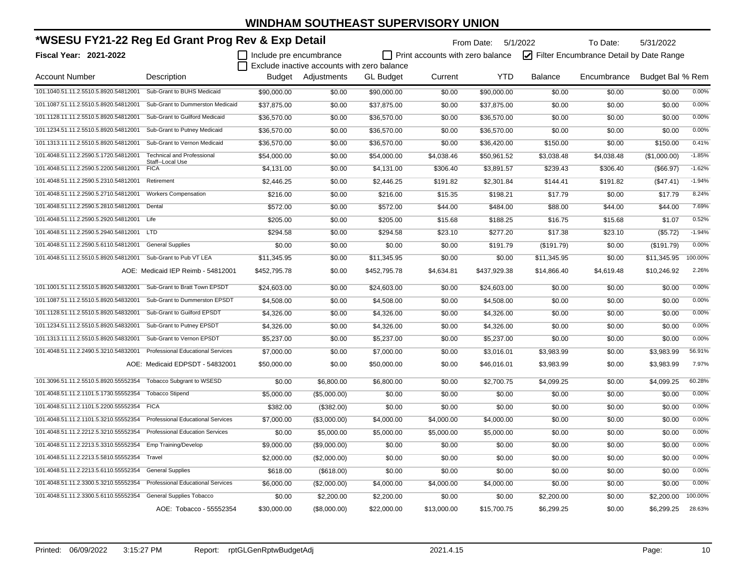# WINDHAM SOUTHEAST SUPERVISORY UNION

## *WSESU FY21-22 Reg Ed Grant Prog Rev & Exp Detail

From Date: 5/1/2022 To Date: 5/31/2022

**Fiscal Year: 2021-2022**

☐ Include pre encumbrance ☐ Print accounts with zero balance ☑ Filter Encumbrance Detail by Date Range

☐ Exclude inactive accounts with zero balance

| Account Number | Description | Budget | Adjustments | GL Budget | Current | YTD | Balance | Encumbrance | Budget Bal | % Rem |
|---|---|---|---|---|---|---|---|---|---|---|
| 101.1040.51.11.2.5510.5.8920.54812001 | Sub-Grant to BUHS Medicaid | $90,000.00 | $0.00 | $90,000.00 | $0.00 | $90,000.00 | $0.00 | $0.00 | $0.00 | 0.00% |
| 101.1087.51.11.2.5510.5.8920.54812001 | Sub-Grant to Dummerston Medicaid | $37,875.00 | $0.00 | $37,875.00 | $0.00 | $37,875.00 | $0.00 | $0.00 | $0.00 | 0.00% |
| 101.1128.51.11.2.5510.5.8920.54812001 | Sub-Grant to Guilford Medicaid | $36,570.00 | $0.00 | $36,570.00 | $0.00 | $36,570.00 | $0.00 | $0.00 | $0.00 | 0.00% |
| 101.1234.51.11.2.5510.5.8920.54812001 | Sub-Grant to Putney Medicaid | $36,570.00 | $0.00 | $36,570.00 | $0.00 | $36,570.00 | $0.00 | $0.00 | $0.00 | 0.00% |
| 101.1313.51.11.2.5510.5.8920.54812001 | Sub-Grant to Vernon Medicaid | $36,570.00 | $0.00 | $36,570.00 | $0.00 | $36,420.00 | $150.00 | $0.00 | $150.00 | 0.41% |
| 101.4048.51.11.2.2590.5.1720.54812001 | Technical and Professional Staff--Local Use | $54,000.00 | $0.00 | $54,000.00 | $4,038.46 | $50,961.52 | $3,038.48 | $4,038.48 | ($1,000.00) | -1.85% |
| 101.4048.51.11.2.2590.5.2200.54812001 | FICA | $4,131.00 | $0.00 | $4,131.00 | $306.40 | $3,891.57 | $239.43 | $306.40 | ($66.97) | -1.62% |
| 101.4048.51.11.2.2590.5.2310.54812001 | Retirement | $2,446.25 | $0.00 | $2,446.25 | $191.82 | $2,301.84 | $144.41 | $191.82 | ($47.41) | -1.94% |
| 101.4048.51.11.2.2590.5.2710.54812001 | Workers Compensation | $216.00 | $0.00 | $216.00 | $15.35 | $198.21 | $17.79 | $0.00 | $17.79 | 8.24% |
| 101.4048.51.11.2.2590.5.2810.54812001 | Dental | $572.00 | $0.00 | $572.00 | $44.00 | $484.00 | $88.00 | $44.00 | $44.00 | 7.69% |
| 101.4048.51.11.2.2590.5.2920.54812001 | Life | $205.00 | $0.00 | $205.00 | $15.68 | $188.25 | $16.75 | $15.68 | $1.07 | 0.52% |
| 101.4048.51.11.2.2590.5.2940.54812001 | LTD | $294.58 | $0.00 | $294.58 | $23.10 | $277.20 | $17.38 | $23.10 | ($5.72) | -1.94% |
| 101.4048.51.11.2.2590.5.6110.54812001 | General Supplies | $0.00 | $0.00 | $0.00 | $0.00 | $191.79 | ($191.79) | $0.00 | ($191.79) | 0.00% |
| 101.4048.51.11.2.5510.5.8920.54812001 | Sub-Grant to Pub VT LEA | $11,345.95 | $0.00 | $11,345.95 | $0.00 | $0.00 | $11,345.95 | $0.00 | $11,345.95 | 100.00% |
| | AOE: Medicaid IEP Reimb - 54812001 | $452,795.78 | $0.00 | $452,795.78 | $4,634.81 | $437,929.38 | $14,866.40 | $4,619.48 | $10,246.92 | 2.26% |
| 101.1001.51.11.2.5510.5.8920.54832001 | Sub-Grant to Bratt Town EPSDT | $24,603.00 | $0.00 | $24,603.00 | $0.00 | $24,603.00 | $0.00 | $0.00 | $0.00 | 0.00% |
| 101.1087.51.11.2.5510.5.8920.54832001 | Sub-Grant to Dummerston EPSDT | $4,508.00 | $0.00 | $4,508.00 | $0.00 | $4,508.00 | $0.00 | $0.00 | $0.00 | 0.00% |
| 101.1128.51.11.2.5510.5.8920.54832001 | Sub-Grant to Guilford EPSDT | $4,326.00 | $0.00 | $4,326.00 | $0.00 | $4,326.00 | $0.00 | $0.00 | $0.00 | 0.00% |
| 101.1234.51.11.2.5510.5.8920.54832001 | Sub-Grant to Putney EPSDT | $4,326.00 | $0.00 | $4,326.00 | $0.00 | $4,326.00 | $0.00 | $0.00 | $0.00 | 0.00% |
| 101.1313.51.11.2.5510.5.8920.54832001 | Sub-Grant to Vernon EPSDT | $5,237.00 | $0.00 | $5,237.00 | $0.00 | $5,237.00 | $0.00 | $0.00 | $0.00 | 0.00% |
| 101.4048.51.11.2.2490.5.3210.54832001 | Professional Educational Services | $7,000.00 | $0.00 | $7,000.00 | $0.00 | $3,016.01 | $3,983.99 | $0.00 | $3,983.99 | 56.91% |
| | AOE: Medicaid EDPSDT - 54832001 | $50,000.00 | $0.00 | $50,000.00 | $0.00 | $46,016.01 | $3,983.99 | $0.00 | $3,983.99 | 7.97% |
| 101.3096.51.11.2.5510.5.8920.55552354 | Tobacco Subgrant to WSESD | $0.00 | $6,800.00 | $6,800.00 | $0.00 | $2,700.75 | $4,099.25 | $0.00 | $4,099.25 | 60.28% |
| 101.4048.51.11.2.1101.5.1730.55552354 | Tobacco Stipend | $5,000.00 | ($5,000.00) | $0.00 | $0.00 | $0.00 | $0.00 | $0.00 | $0.00 | 0.00% |
| 101.4048.51.11.2.1101.5.2200.55552354 | FICA | $382.00 | ($382.00) | $0.00 | $0.00 | $0.00 | $0.00 | $0.00 | $0.00 | 0.00% |
| 101.4048.51.11.2.1101.5.3210.55552354 | Professional Educational Services | $7,000.00 | ($3,000.00) | $4,000.00 | $4,000.00 | $4,000.00 | $0.00 | $0.00 | $0.00 | 0.00% |
| 101.4048.51.11.2.2212.5.3210.55552354 | Professional Education Services | $0.00 | $5,000.00 | $5,000.00 | $5,000.00 | $5,000.00 | $0.00 | $0.00 | $0.00 | 0.00% |
| 101.4048.51.11.2.2213.5.3310.55552354 | Emp Training/Develop | $9,000.00 | ($9,000.00) | $0.00 | $0.00 | $0.00 | $0.00 | $0.00 | $0.00 | 0.00% |
| 101.4048.51.11.2.2213.5.5810.55552354 | Travel | $2,000.00 | ($2,000.00) | $0.00 | $0.00 | $0.00 | $0.00 | $0.00 | $0.00 | 0.00% |
| 101.4048.51.11.2.2213.5.6110.55552354 | General Supplies | $618.00 | ($618.00) | $0.00 | $0.00 | $0.00 | $0.00 | $0.00 | $0.00 | 0.00% |
| 101.4048.51.11.2.3300.5.3210.55552354 | Professional Educational Services | $6,000.00 | ($2,000.00) | $4,000.00 | $4,000.00 | $4,000.00 | $0.00 | $0.00 | $0.00 | 0.00% |
| 101.4048.51.11.2.3300.5.6110.55552354 | General Supplies Tobacco | $0.00 | $2,200.00 | $2,200.00 | $0.00 | $0.00 | $2,200.00 | $0.00 | $2,200.00 | 100.00% |
| | AOE: Tobacco - 55552354 | $30,000.00 | ($8,000.00) | $22,000.00 | $13,000.00 | $15,700.75 | $6,299.25 | $0.00 | $6,299.25 | 28.63% |

Printed: 06/09/2022 3:15:27 PM Report: rptGLGenRptwBudgetAdj 2021.4.15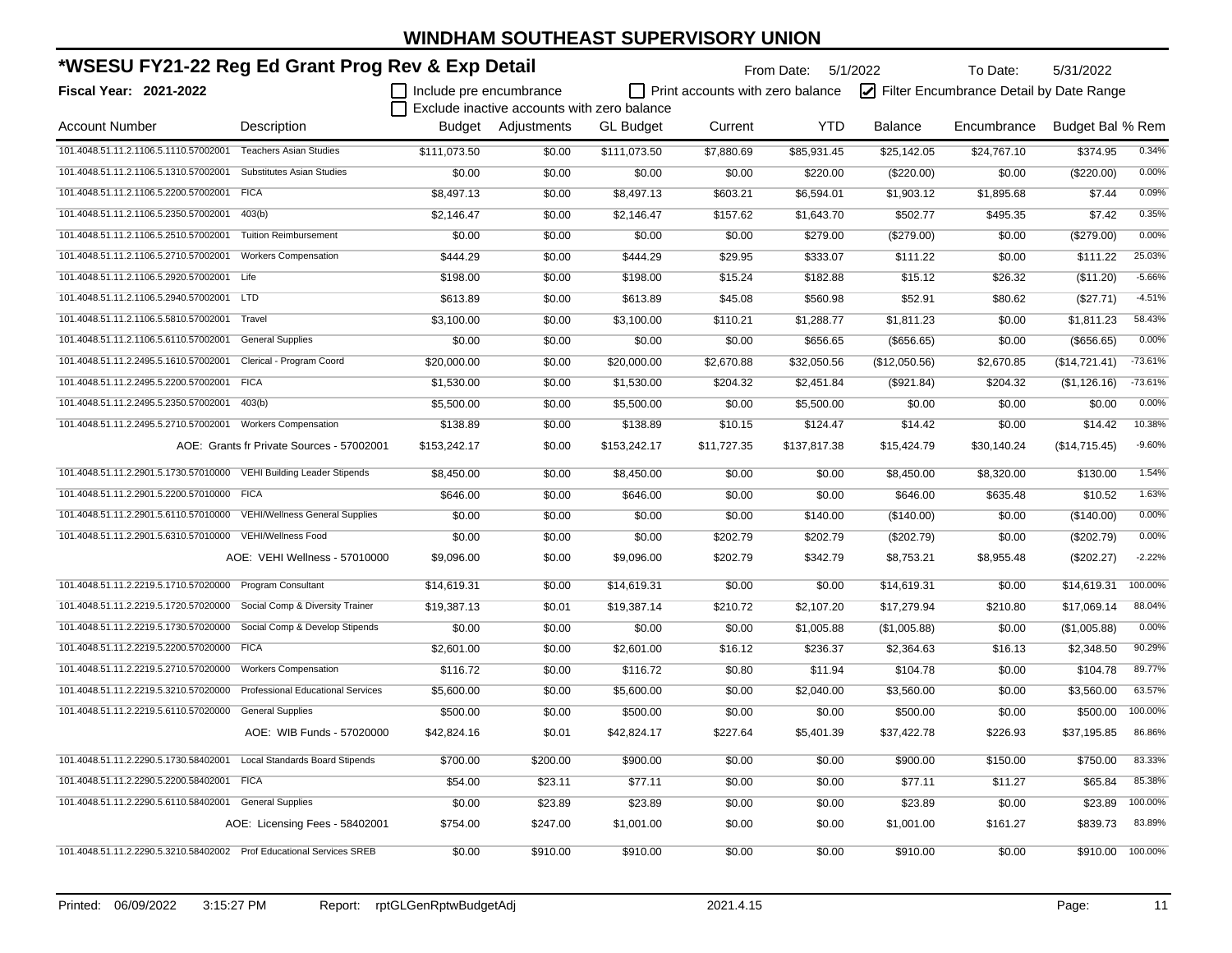# WINDHAM SOUTHEAST SUPERVISORY UNION

## *WSESU FY21-22 Reg Ed Grant Prog Rev & Exp Detail

From Date: 5/1/2022 To Date: 5/31/2022

**Fiscal Year: 2021-2022**

☐ Include pre encumbrance ☐ Print accounts with zero balance ☑ Filter Encumbrance Detail by Date Range
☐ Exclude inactive accounts with zero balance

| Account Number | Description | Budget | Adjustments | GL Budget | Current | YTD | Balance | Encumbrance | Budget Bal | % Rem |
|---|---|---|---|---|---|---|---|---|---|---|
| 101.4048.51.11.2.1106.5.1110.57002001 | Teachers Asian Studies | $111,073.50 | $0.00 | $111,073.50 | $7,880.69 | $85,931.45 | $25,142.05 | $24,767.10 | $374.95 | 0.34% |
| 101.4048.51.11.2.1106.5.1310.57002001 | Substitutes Asian Studies | $0.00 | $0.00 | $0.00 | $0.00 | $220.00 | ($220.00) | $0.00 | ($220.00) | 0.00% |
| 101.4048.51.11.2.1106.5.2200.57002001 | FICA | $8,497.13 | $0.00 | $8,497.13 | $603.21 | $6,594.01 | $1,903.12 | $1,895.68 | $7.44 | 0.09% |
| 101.4048.51.11.2.1106.5.2350.57002001 | 403(b) | $2,146.47 | $0.00 | $2,146.47 | $157.62 | $1,643.70 | $502.77 | $495.35 | $7.42 | 0.35% |
| 101.4048.51.11.2.1106.5.2510.57002001 | Tuition Reimbursement | $0.00 | $0.00 | $0.00 | $0.00 | $279.00 | ($279.00) | $0.00 | ($279.00) | 0.00% |
| 101.4048.51.11.2.1106.5.2710.57002001 | Workers Compensation | $444.29 | $0.00 | $444.29 | $29.95 | $333.07 | $111.22 | $0.00 | $111.22 | 25.03% |
| 101.4048.51.11.2.1106.5.2920.57002001 | Life | $198.00 | $0.00 | $198.00 | $15.24 | $182.88 | $15.12 | $26.32 | ($11.20) | -5.66% |
| 101.4048.51.11.2.1106.5.2940.57002001 | LTD | $613.89 | $0.00 | $613.89 | $45.08 | $560.98 | $52.91 | $80.62 | ($27.71) | -4.51% |
| 101.4048.51.11.2.1106.5.5810.57002001 | Travel | $3,100.00 | $0.00 | $3,100.00 | $110.21 | $1,288.77 | $1,811.23 | $0.00 | $1,811.23 | 58.43% |
| 101.4048.51.11.2.1106.5.6110.57002001 | General Supplies | $0.00 | $0.00 | $0.00 | $0.00 | $656.65 | ($656.65) | $0.00 | ($656.65) | 0.00% |
| 101.4048.51.11.2.2495.5.1610.57002001 | Clerical - Program Coord | $20,000.00 | $0.00 | $20,000.00 | $2,670.88 | $32,050.56 | ($12,050.56) | $2,670.85 | ($14,721.41) | -73.61% |
| 101.4048.51.11.2.2495.5.2200.57002001 | FICA | $1,530.00 | $0.00 | $1,530.00 | $204.32 | $2,451.84 | ($921.84) | $204.32 | ($1,126.16) | -73.61% |
| 101.4048.51.11.2.2495.5.2350.57002001 | 403(b) | $5,500.00 | $0.00 | $5,500.00 | $0.00 | $5,500.00 | $0.00 | $0.00 | $0.00 | 0.00% |
| 101.4048.51.11.2.2495.5.2710.57002001 | Workers Compensation | $138.89 | $0.00 | $138.89 | $10.15 | $124.47 | $14.42 | $0.00 | $14.42 | 10.38% |
| | AOE: Grants fr Private Sources - 57002001 | $153,242.17 | $0.00 | $153,242.17 | $11,727.35 | $137,817.38 | $15,424.79 | $30,140.24 | ($14,715.45) | -9.60% |
| 101.4048.51.11.2.2901.5.1730.57010000 | VEHI Building Leader Stipends | $8,450.00 | $0.00 | $8,450.00 | $0.00 | $0.00 | $8,450.00 | $8,320.00 | $130.00 | 1.54% |
| 101.4048.51.11.2.2901.5.2200.57010000 | FICA | $646.00 | $0.00 | $646.00 | $0.00 | $0.00 | $646.00 | $635.48 | $10.52 | 1.63% |
| 101.4048.51.11.2.2901.5.6110.57010000 | VEHI/Wellness General Supplies | $0.00 | $0.00 | $0.00 | $0.00 | $140.00 | ($140.00) | $0.00 | ($140.00) | 0.00% |
| 101.4048.51.11.2.2901.5.6310.57010000 | VEHI/Wellness Food | $0.00 | $0.00 | $0.00 | $202.79 | $202.79 | ($202.79) | $0.00 | ($202.79) | 0.00% |
| | AOE: VEHI Wellness - 57010000 | $9,096.00 | $0.00 | $9,096.00 | $202.79 | $342.79 | $8,753.21 | $8,955.48 | ($202.27) | -2.22% |
| 101.4048.51.11.2.2219.5.1710.57020000 | Program Consultant | $14,619.31 | $0.00 | $14,619.31 | $0.00 | $0.00 | $14,619.31 | $0.00 | $14,619.31 | 100.00% |
| 101.4048.51.11.2.2219.5.1720.57020000 | Social Comp & Diversity Trainer | $19,387.13 | $0.01 | $19,387.14 | $210.72 | $2,107.20 | $17,279.94 | $210.80 | $17,069.14 | 88.04% |
| 101.4048.51.11.2.2219.5.1730.57020000 | Social Comp & Develop Stipends | $0.00 | $0.00 | $0.00 | $0.00 | $1,005.88 | ($1,005.88) | $0.00 | ($1,005.88) | 0.00% |
| 101.4048.51.11.2.2219.5.2200.57020000 | FICA | $2,601.00 | $0.00 | $2,601.00 | $16.12 | $236.37 | $2,364.63 | $16.13 | $2,348.50 | 90.29% |
| 101.4048.51.11.2.2219.5.2710.57020000 | Workers Compensation | $116.72 | $0.00 | $116.72 | $0.80 | $11.94 | $104.78 | $0.00 | $104.78 | 89.77% |
| 101.4048.51.11.2.2219.5.3210.57020000 | Professional Educational Services | $5,600.00 | $0.00 | $5,600.00 | $0.00 | $2,040.00 | $3,560.00 | $0.00 | $3,560.00 | 63.57% |
| 101.4048.51.11.2.2219.5.6110.57020000 | General Supplies | $500.00 | $0.00 | $500.00 | $0.00 | $0.00 | $500.00 | $0.00 | $500.00 | 100.00% |
| | AOE: WIB Funds - 57020000 | $42,824.16 | $0.01 | $42,824.17 | $227.64 | $5,401.39 | $37,422.78 | $226.93 | $37,195.85 | 86.86% |
| 101.4048.51.11.2.2290.5.1730.58402001 | Local Standards Board Stipends | $700.00 | $200.00 | $900.00 | $0.00 | $0.00 | $900.00 | $150.00 | $750.00 | 83.33% |
| 101.4048.51.11.2.2290.5.2200.58402001 | FICA | $54.00 | $23.11 | $77.11 | $0.00 | $0.00 | $77.11 | $11.27 | $65.84 | 85.38% |
| 101.4048.51.11.2.2290.5.6110.58402001 | General Supplies | $0.00 | $23.89 | $23.89 | $0.00 | $0.00 | $23.89 | $0.00 | $23.89 | 100.00% |
| | AOE: Licensing Fees - 58402001 | $754.00 | $247.00 | $1,001.00 | $0.00 | $0.00 | $1,001.00 | $161.27 | $839.73 | 83.89% |
| 101.4048.51.11.2.2290.5.3210.58402002 | Prof Educational Services SREB | $0.00 | $910.00 | $910.00 | $0.00 | $0.00 | $910.00 | $0.00 | $910.00 | 100.00% |

Printed: 06/09/2022 3:15:27 PM Report: rptGLGenRptwBudgetAdj 2021.4.15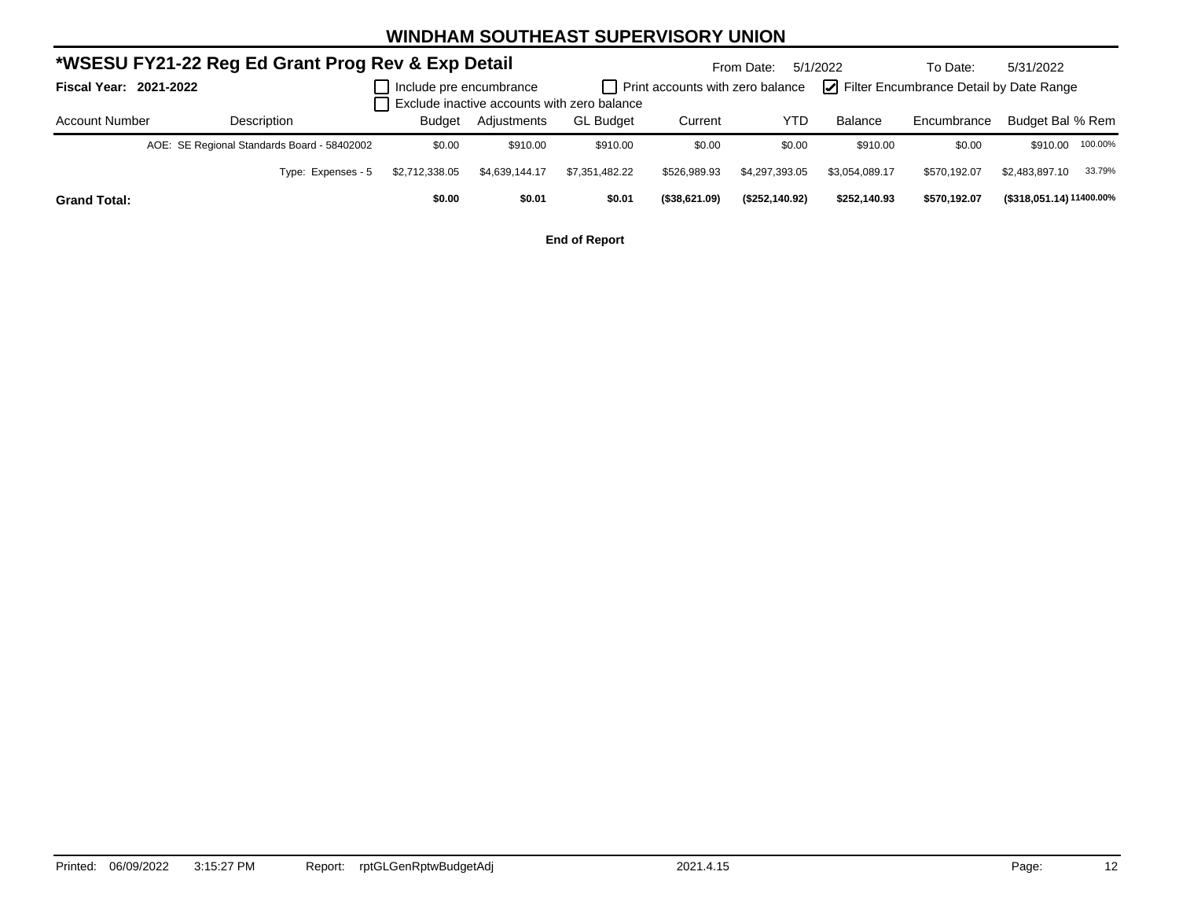## WINDHAM SOUTHEAST SUPERVISORY UNION

## *WSESU FY21-22 Reg Ed Grant Prog Rev & Exp Detail

From Date: 5/1/2022 To Date: 5/31/2022

**Fiscal Year: 2021-2022**

☐ Include pre encumbrance ☐ Print accounts with zero balance ☑ Filter Encumbrance Detail by Date Range

☐ Exclude inactive accounts with zero balance

| Account Number | Description | Budget | Adjustments | GL Budget | Current | YTD | Balance | Encumbrance | Budget Bal | % Rem |
|---|---|---|---|---|---|---|---|---|---|---|
| | AOE: SE Regional Standards Board - 58402002 | $0.00 | $910.00 | $910.00 | $0.00 | $0.00 | $910.00 | $0.00 | $910.00 | 100.00% |
| | Type: Expenses - 5 | $2,712,338.05 | $4,639,144.17 | $7,351,482.22 | $526,989.93 | $4,297,393.05 | $3,054,089.17 | $570,192.07 | $2,483,897.10 | 33.79% |
| **Grand Total:** | | **$0.00** | **$0.01** | **$0.01** | **($38,621.09)** | **($252,140.92)** | **$252,140.93** | **$570,192.07** | **($318,051.14)** | **11400.00%** |

**End of Report**

Printed: 06/09/2022 3:15:27 PM Report: rptGLGenRptwBudgetAdj 2021.4.15